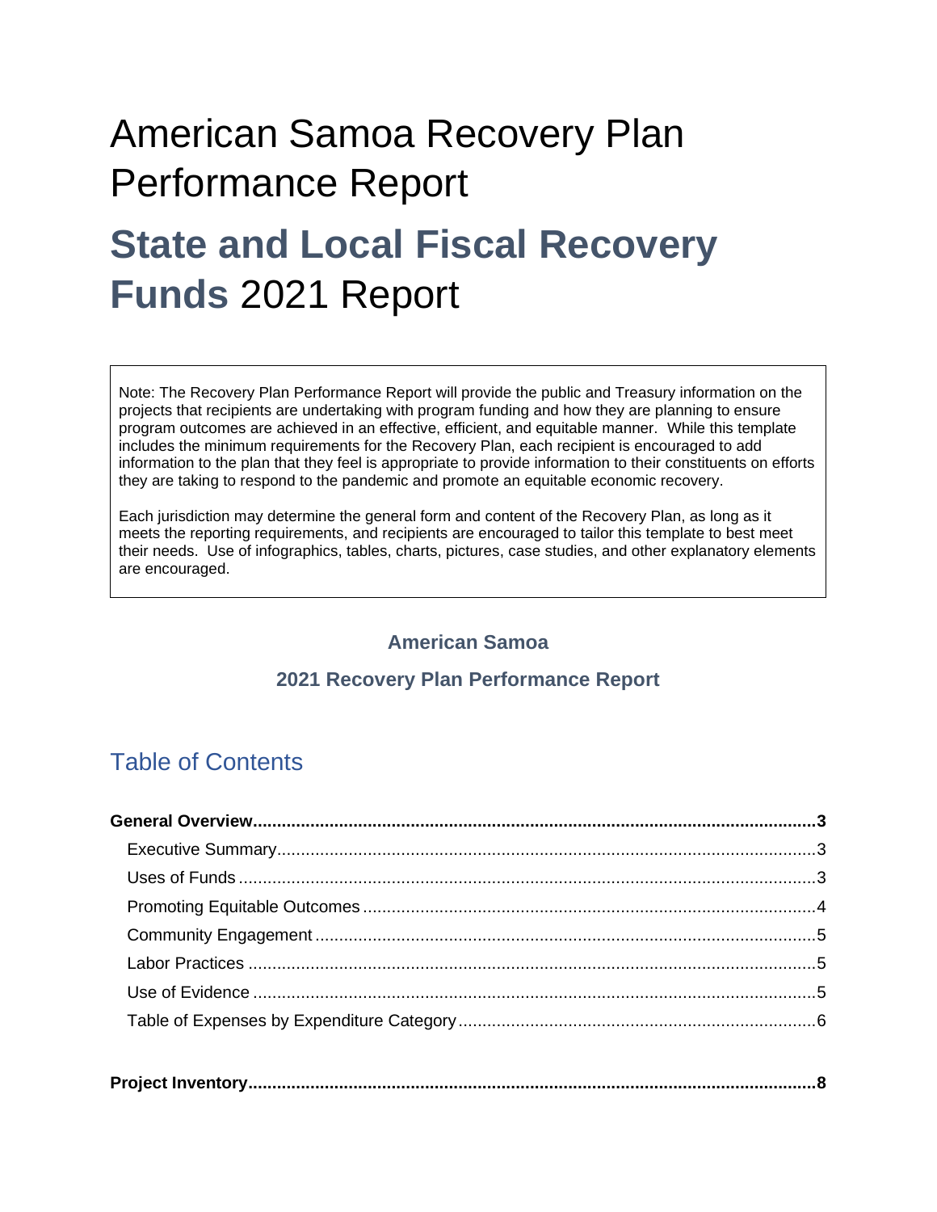# American Samoa Recovery Plan Performance Report

# **State and Local Fiscal Recovery Funds** 2021 Report

> Note: The Recovery Plan Performance Report will provide the public and Treasury information on the projects that recipients are undertaking with program funding and how they are planning to ensure program outcomes are achieved in an effective, efficient, and equitable manner. While this template includes the minimum requirements for the Recovery Plan, each recipient is encouraged to add information to the plan that they feel is appropriate to provide information to their constituents on efforts they are taking to respond to the pandemic and promote an equitable economic recovery.
>
> Each jurisdiction may determine the general form and content of the Recovery Plan, as long as it meets the reporting requirements, and recipients are encouraged to tailor this template to best meet their needs. Use of infographics, tables, charts, pictures, case studies, and other explanatory elements are encouraged.

**American Samoa**

**2021 Recovery Plan Performance Report**

## Table of Contents

**General Overview....................................................................................................................3**

- Executive Summary....................................................................................................3
- Uses of Funds.............................................................................................................3
- Promoting Equitable Outcomes..................................................................................4
- Community Engagement.............................................................................................5
- Labor Practices...........................................................................................................5
- Use of Evidence..........................................................................................................5
- Table of Expenses by Expenditure Category..............................................................6

**Project Inventory.......................................................................................................................8**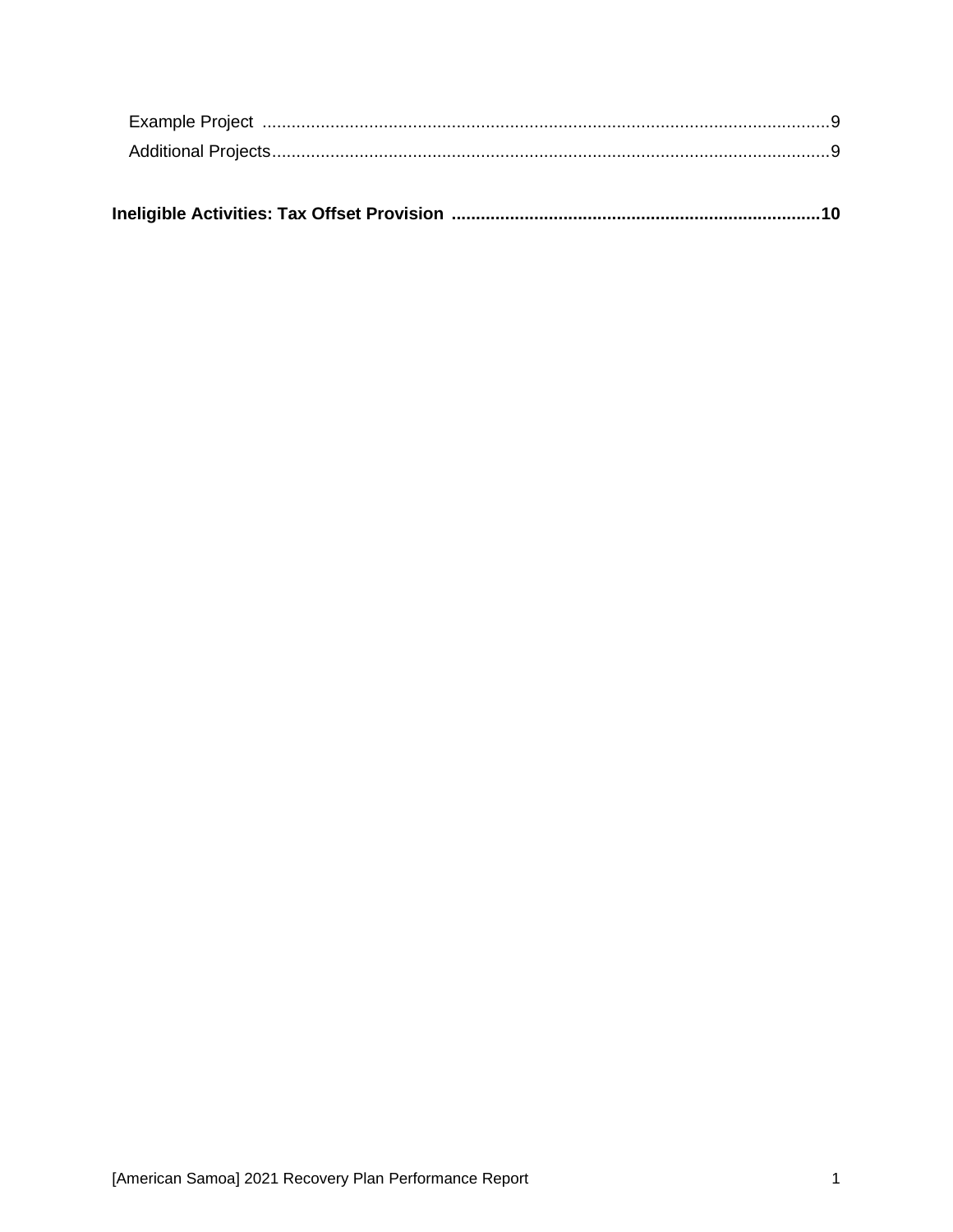Example Project ..................................................................................................................9
Additional Projects..............................................................................................................9

**Ineligible Activities: Tax Offset Provision ............................................................................10**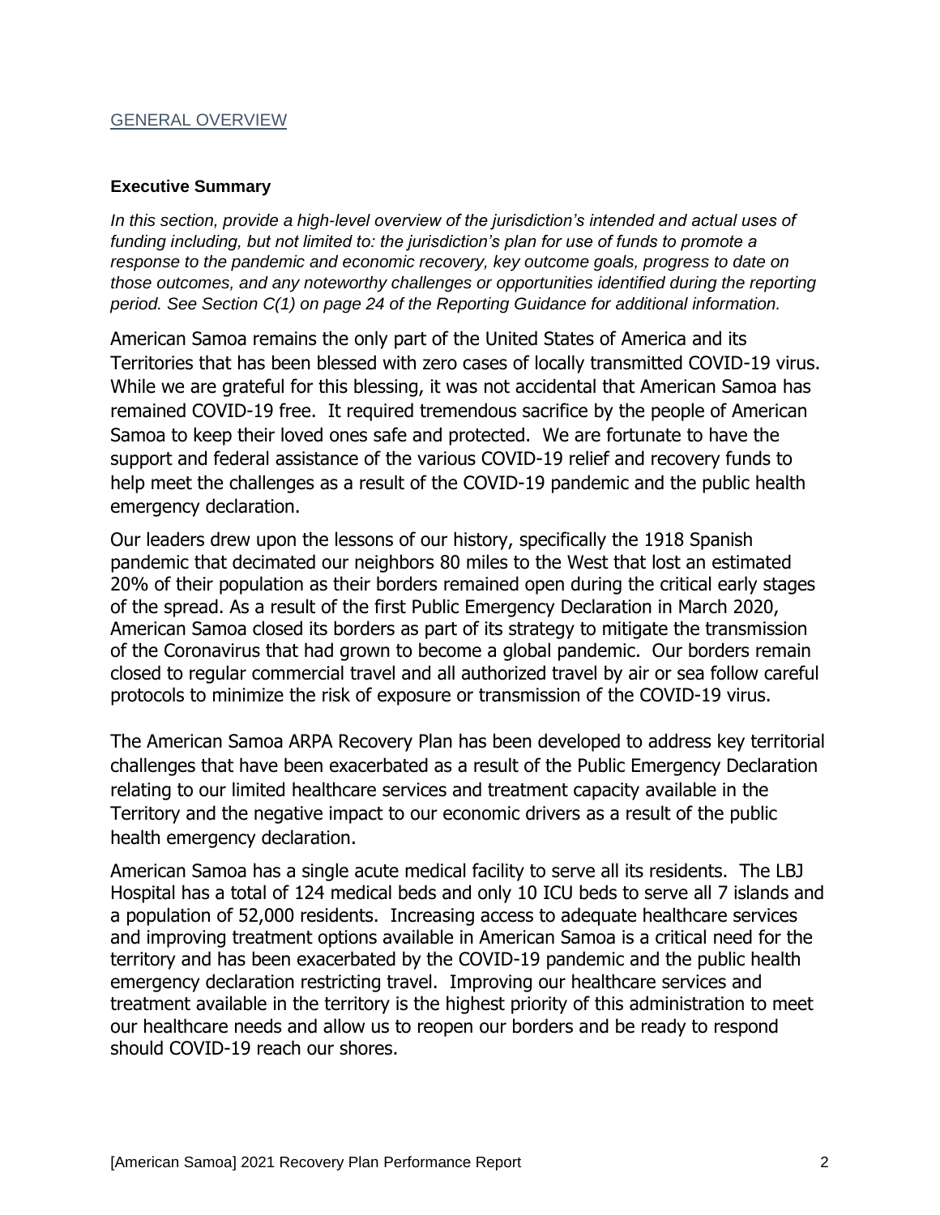## GENERAL OVERVIEW

### Executive Summary

*In this section, provide a high-level overview of the jurisdiction's intended and actual uses of funding including, but not limited to: the jurisdiction's plan for use of funds to promote a response to the pandemic and economic recovery, key outcome goals, progress to date on those outcomes, and any noteworthy challenges or opportunities identified during the reporting period. See Section C(1) on page 24 of the Reporting Guidance for additional information.*

American Samoa remains the only part of the United States of America and its Territories that has been blessed with zero cases of locally transmitted COVID-19 virus. While we are grateful for this blessing, it was not accidental that American Samoa has remained COVID-19 free. It required tremendous sacrifice by the people of American Samoa to keep their loved ones safe and protected. We are fortunate to have the support and federal assistance of the various COVID-19 relief and recovery funds to help meet the challenges as a result of the COVID-19 pandemic and the public health emergency declaration.

Our leaders drew upon the lessons of our history, specifically the 1918 Spanish pandemic that decimated our neighbors 80 miles to the West that lost an estimated 20% of their population as their borders remained open during the critical early stages of the spread. As a result of the first Public Emergency Declaration in March 2020, American Samoa closed its borders as part of its strategy to mitigate the transmission of the Coronavirus that had grown to become a global pandemic. Our borders remain closed to regular commercial travel and all authorized travel by air or sea follow careful protocols to minimize the risk of exposure or transmission of the COVID-19 virus.

The American Samoa ARPA Recovery Plan has been developed to address key territorial challenges that have been exacerbated as a result of the Public Emergency Declaration relating to our limited healthcare services and treatment capacity available in the Territory and the negative impact to our economic drivers as a result of the public health emergency declaration.

American Samoa has a single acute medical facility to serve all its residents. The LBJ Hospital has a total of 124 medical beds and only 10 ICU beds to serve all 7 islands and a population of 52,000 residents. Increasing access to adequate healthcare services and improving treatment options available in American Samoa is a critical need for the territory and has been exacerbated by the COVID-19 pandemic and the public health emergency declaration restricting travel. Improving our healthcare services and treatment available in the territory is the highest priority of this administration to meet our healthcare needs and allow us to reopen our borders and be ready to respond should COVID-19 reach our shores.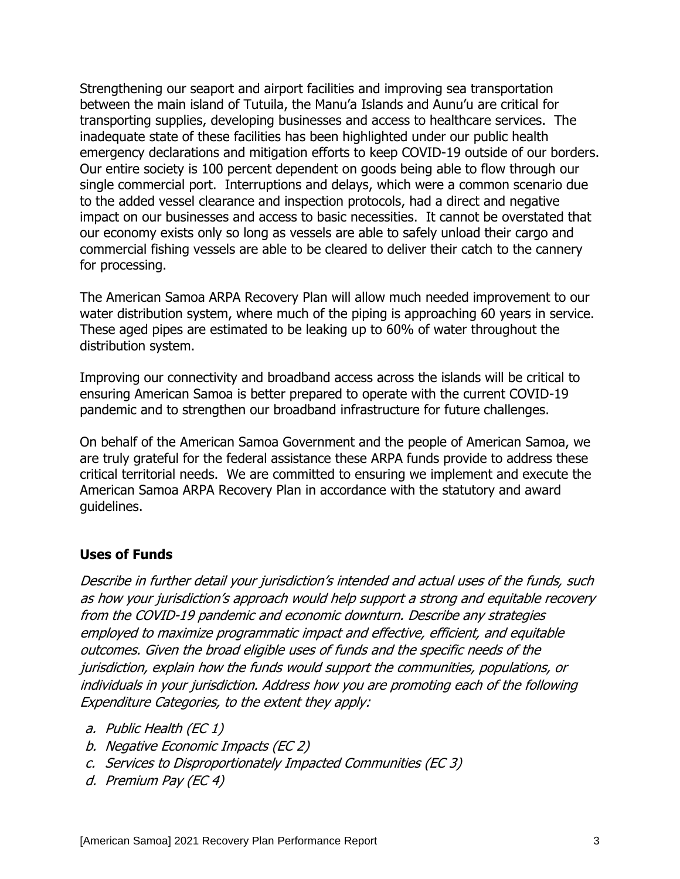Strengthening our seaport and airport facilities and improving sea transportation between the main island of Tutuila, the Manu'a Islands and Aunu'u are critical for transporting supplies, developing businesses and access to healthcare services. The inadequate state of these facilities has been highlighted under our public health emergency declarations and mitigation efforts to keep COVID-19 outside of our borders. Our entire society is 100 percent dependent on goods being able to flow through our single commercial port. Interruptions and delays, which were a common scenario due to the added vessel clearance and inspection protocols, had a direct and negative impact on our businesses and access to basic necessities. It cannot be overstated that our economy exists only so long as vessels are able to safely unload their cargo and commercial fishing vessels are able to be cleared to deliver their catch to the cannery for processing.

The American Samoa ARPA Recovery Plan will allow much needed improvement to our water distribution system, where much of the piping is approaching 60 years in service. These aged pipes are estimated to be leaking up to 60% of water throughout the distribution system.

Improving our connectivity and broadband access across the islands will be critical to ensuring American Samoa is better prepared to operate with the current COVID-19 pandemic and to strengthen our broadband infrastructure for future challenges.

On behalf of the American Samoa Government and the people of American Samoa, we are truly grateful for the federal assistance these ARPA funds provide to address these critical territorial needs. We are committed to ensuring we implement and execute the American Samoa ARPA Recovery Plan in accordance with the statutory and award guidelines.

## Uses of Funds

*Describe in further detail your jurisdiction's intended and actual uses of the funds, such as how your jurisdiction's approach would help support a strong and equitable recovery from the COVID-19 pandemic and economic downturn. Describe any strategies employed to maximize programmatic impact and effective, efficient, and equitable outcomes. Given the broad eligible uses of funds and the specific needs of the jurisdiction, explain how the funds would support the communities, populations, or individuals in your jurisdiction. Address how you are promoting each of the following Expenditure Categories, to the extent they apply:*

- *a. Public Health (EC 1)*
- *b. Negative Economic Impacts (EC 2)*
- *c. Services to Disproportionately Impacted Communities (EC 3)*
- *d. Premium Pay (EC 4)*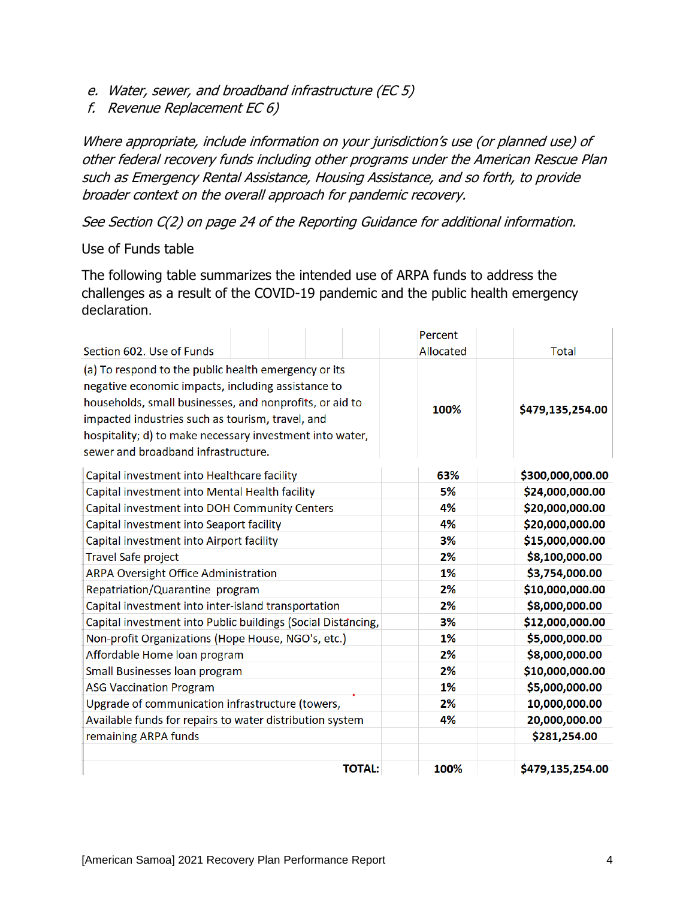e. *Water, sewer, and broadband infrastructure (EC 5)*
f. *Revenue Replacement EC 6)*

*Where appropriate, include information on your jurisdiction's use (or planned use) of other federal recovery funds including other programs under the American Rescue Plan such as Emergency Rental Assistance, Housing Assistance, and so forth, to provide broader context on the overall approach for pandemic recovery.*

*See Section C(2) on page 24 of the Reporting Guidance for additional information.*

Use of Funds table

The following table summarizes the intended use of ARPA funds to address the challenges as a result of the COVID-19 pandemic and the public health emergency declaration.

| Section 602. Use of Funds | Percent Allocated | Total |
|---|---|---|
| (a) To respond to the public health emergency or its negative economic impacts, including assistance to households, small businesses, and nonprofits, or aid to impacted industries such as tourism, travel, and hospitality; d) to make necessary investment into water, sewer and broadband infrastructure. | **100%** | **$479,135,254.00** |
| Capital investment into Healthcare facility | **63%** | **$300,000,000.00** |
| Capital investment into Mental Health facility | **5%** | **$24,000,000.00** |
| Capital investment into DOH Community Centers | **4%** | **$20,000,000.00** |
| Capital investment into Seaport facility | **4%** | **$20,000,000.00** |
| Capital investment into Airport facility | **3%** | **$15,000,000.00** |
| Travel Safe project | **2%** | **$8,100,000.00** |
| ARPA Oversight Office Administration | **1%** | **$3,754,000.00** |
| Repatriation/Quarantine program | **2%** | **$10,000,000.00** |
| Capital investment into inter-island transportation | **2%** | **$8,000,000.00** |
| Capital investment into Public buildings (Social Distancing, | **3%** | **$12,000,000.00** |
| Non-profit Organizations (Hope House, NGO's, etc.) | **1%** | **$5,000,000.00** |
| Affordable Home loan program | **2%** | **$8,000,000.00** |
| Small Businesses loan program | **2%** | **$10,000,000.00** |
| ASG Vaccination Program | **1%** | **$5,000,000.00** |
| Upgrade of communication infrastructure (towers, | **2%** | **10,000,000.00** |
| Available funds for repairs to water distribution system | **4%** | **20,000,000.00** |
| remaining ARPA funds | | **$281,254.00** |
| | | |
| **TOTAL:** | **100%** | **$479,135,254.00** |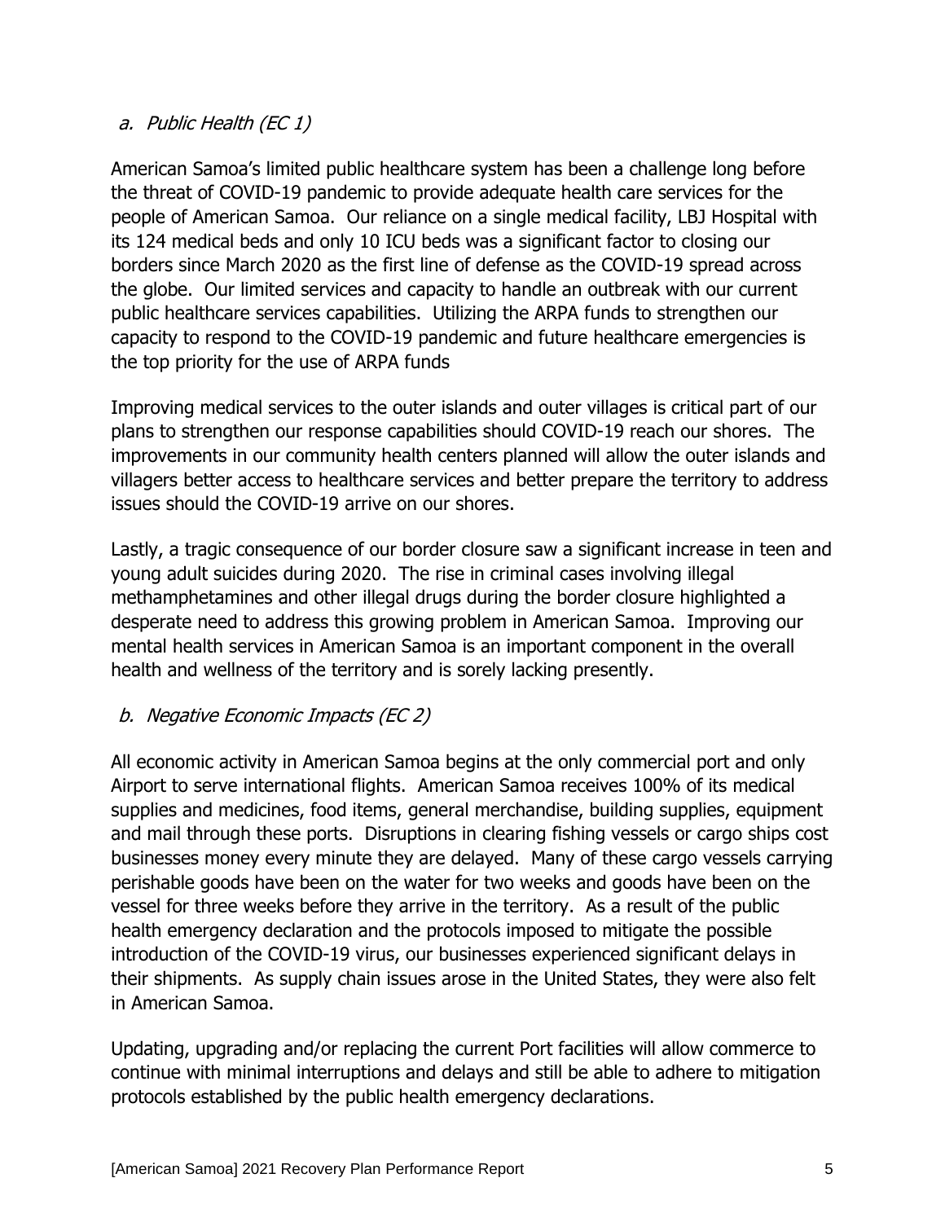### *a. Public Health (EC 1)*

American Samoa's limited public healthcare system has been a challenge long before the threat of COVID-19 pandemic to provide adequate health care services for the people of American Samoa. Our reliance on a single medical facility, LBJ Hospital with its 124 medical beds and only 10 ICU beds was a significant factor to closing our borders since March 2020 as the first line of defense as the COVID-19 spread across the globe. Our limited services and capacity to handle an outbreak with our current public healthcare services capabilities. Utilizing the ARPA funds to strengthen our capacity to respond to the COVID-19 pandemic and future healthcare emergencies is the top priority for the use of ARPA funds

Improving medical services to the outer islands and outer villages is critical part of our plans to strengthen our response capabilities should COVID-19 reach our shores. The improvements in our community health centers planned will allow the outer islands and villagers better access to healthcare services and better prepare the territory to address issues should the COVID-19 arrive on our shores.

Lastly, a tragic consequence of our border closure saw a significant increase in teen and young adult suicides during 2020. The rise in criminal cases involving illegal methamphetamines and other illegal drugs during the border closure highlighted a desperate need to address this growing problem in American Samoa. Improving our mental health services in American Samoa is an important component in the overall health and wellness of the territory and is sorely lacking presently.

### *b. Negative Economic Impacts (EC 2)*

All economic activity in American Samoa begins at the only commercial port and only Airport to serve international flights. American Samoa receives 100% of its medical supplies and medicines, food items, general merchandise, building supplies, equipment and mail through these ports. Disruptions in clearing fishing vessels or cargo ships cost businesses money every minute they are delayed. Many of these cargo vessels carrying perishable goods have been on the water for two weeks and goods have been on the vessel for three weeks before they arrive in the territory. As a result of the public health emergency declaration and the protocols imposed to mitigate the possible introduction of the COVID-19 virus, our businesses experienced significant delays in their shipments. As supply chain issues arose in the United States, they were also felt in American Samoa.

Updating, upgrading and/or replacing the current Port facilities will allow commerce to continue with minimal interruptions and delays and still be able to adhere to mitigation protocols established by the public health emergency declarations.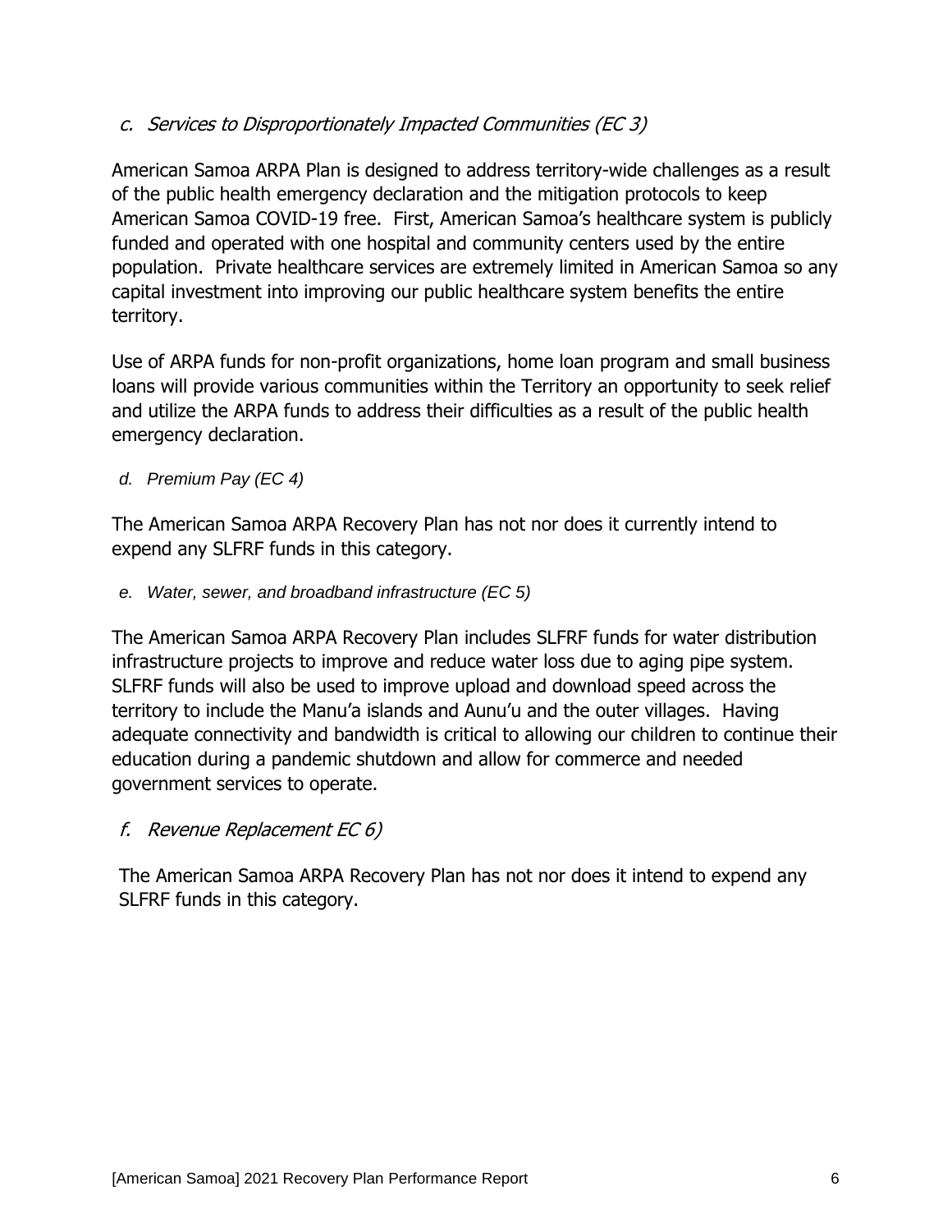### *c. Services to Disproportionately Impacted Communities (EC 3)*

American Samoa ARPA Plan is designed to address territory-wide challenges as a result of the public health emergency declaration and the mitigation protocols to keep American Samoa COVID-19 free. First, American Samoa's healthcare system is publicly funded and operated with one hospital and community centers used by the entire population. Private healthcare services are extremely limited in American Samoa so any capital investment into improving our public healthcare system benefits the entire territory.

Use of ARPA funds for non-profit organizations, home loan program and small business loans will provide various communities within the Territory an opportunity to seek relief and utilize the ARPA funds to address their difficulties as a result of the public health emergency declaration.

### *d. Premium Pay (EC 4)*

The American Samoa ARPA Recovery Plan has not nor does it currently intend to expend any SLFRF funds in this category.

### *e. Water, sewer, and broadband infrastructure (EC 5)*

The American Samoa ARPA Recovery Plan includes SLFRF funds for water distribution infrastructure projects to improve and reduce water loss due to aging pipe system. SLFRF funds will also be used to improve upload and download speed across the territory to include the Manu'a islands and Aunu'u and the outer villages. Having adequate connectivity and bandwidth is critical to allowing our children to continue their education during a pandemic shutdown and allow for commerce and needed government services to operate.

### *f. Revenue Replacement EC 6)*

The American Samoa ARPA Recovery Plan has not nor does it intend to expend any SLFRF funds in this category.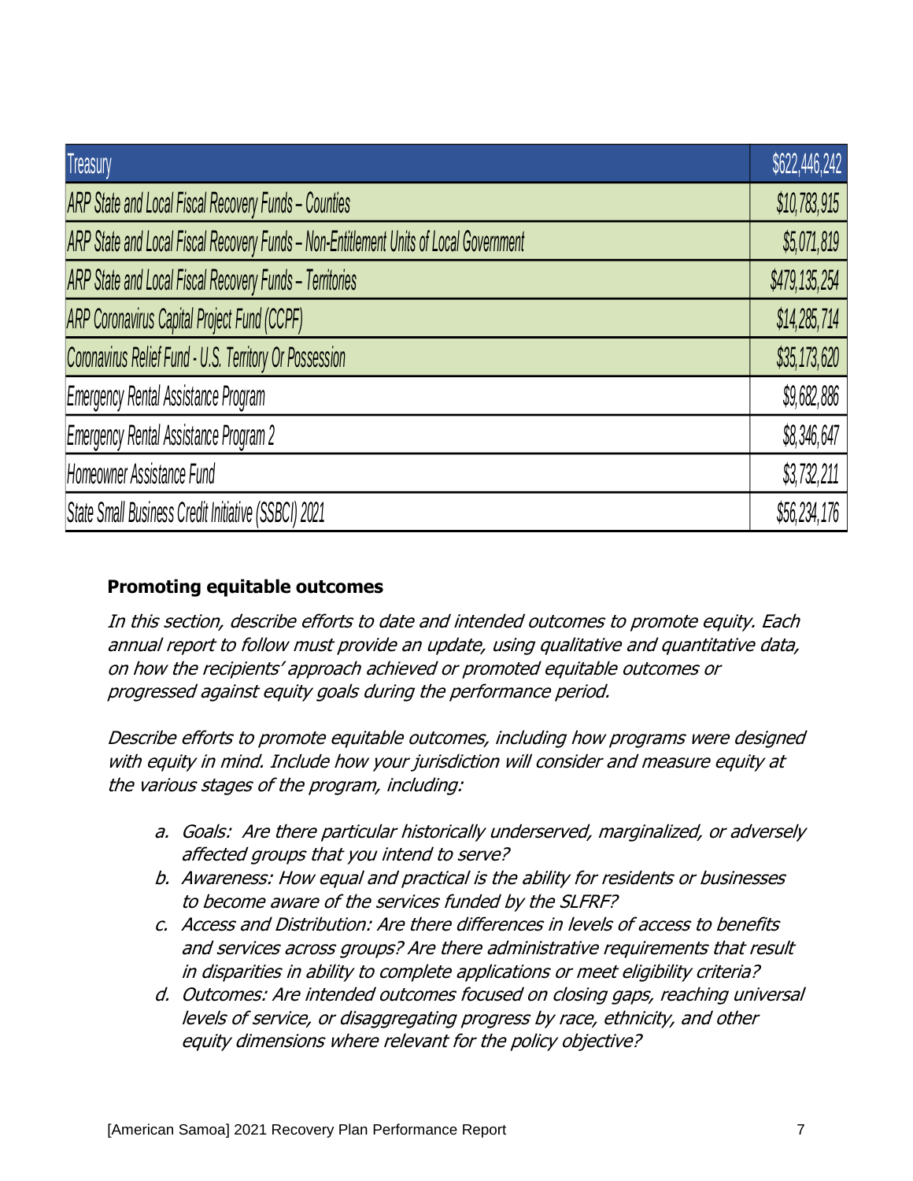| Treasury | $622,446,242 |
|---|---|
| *ARP State and Local Fiscal Recovery Funds – Counties* | *$10,783,915* |
| *ARP State and Local Fiscal Recovery Funds – Non-Entitlement Units of Local Government* | *$5,071,819* |
| *ARP State and Local Fiscal Recovery Funds – Territories* | *$479,135,254* |
| *ARP Coronavirus Capital Project Fund (CCPF)* | *$14,285,714* |
| *Coronavirus Relief Fund - U.S. Territory Or Possession* | *$35,173,620* |
| *Emergency Rental Assistance Program* | *$9,682,886* |
| *Emergency Rental Assistance Program 2* | *$8,346,647* |
| *Homeowner Assistance Fund* | *$3,732,211* |
| *State Small Business Credit Initiative (SSBCI) 2021* | *$56,234,176* |

## Promoting equitable outcomes

*In this section, describe efforts to date and intended outcomes to promote equity. Each annual report to follow must provide an update, using qualitative and quantitative data, on how the recipients' approach achieved or promoted equitable outcomes or progressed against equity goals during the performance period.*

*Describe efforts to promote equitable outcomes, including how programs were designed with equity in mind. Include how your jurisdiction will consider and measure equity at the various stages of the program, including:*

a. *Goals: Are there particular historically underserved, marginalized, or adversely affected groups that you intend to serve?*
b. *Awareness: How equal and practical is the ability for residents or businesses to become aware of the services funded by the SLFRF?*
c. *Access and Distribution: Are there differences in levels of access to benefits and services across groups? Are there administrative requirements that result in disparities in ability to complete applications or meet eligibility criteria?*
d. *Outcomes: Are intended outcomes focused on closing gaps, reaching universal levels of service, or disaggregating progress by race, ethnicity, and other equity dimensions where relevant for the policy objective?*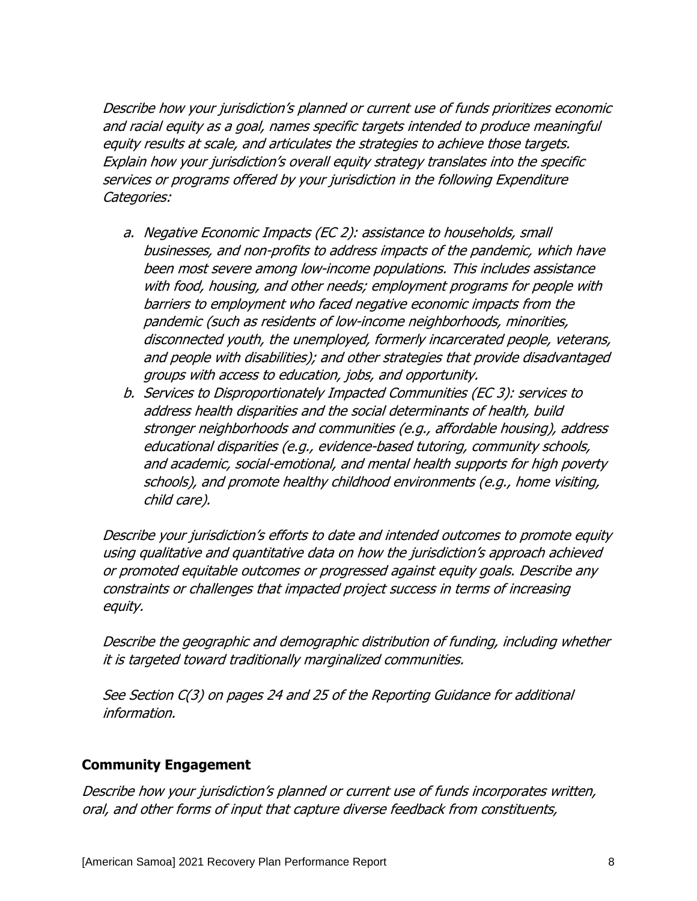*Describe how your jurisdiction's planned or current use of funds prioritizes economic and racial equity as a goal, names specific targets intended to produce meaningful equity results at scale, and articulates the strategies to achieve those targets. Explain how your jurisdiction's overall equity strategy translates into the specific services or programs offered by your jurisdiction in the following Expenditure Categories:*

a. *Negative Economic Impacts (EC 2): assistance to households, small businesses, and non-profits to address impacts of the pandemic, which have been most severe among low-income populations. This includes assistance with food, housing, and other needs; employment programs for people with barriers to employment who faced negative economic impacts from the pandemic (such as residents of low-income neighborhoods, minorities, disconnected youth, the unemployed, formerly incarcerated people, veterans, and people with disabilities); and other strategies that provide disadvantaged groups with access to education, jobs, and opportunity.*
b. *Services to Disproportionately Impacted Communities (EC 3): services to address health disparities and the social determinants of health, build stronger neighborhoods and communities (e.g., affordable housing), address educational disparities (e.g., evidence-based tutoring, community schools, and academic, social-emotional, and mental health supports for high poverty schools), and promote healthy childhood environments (e.g., home visiting, child care).*

*Describe your jurisdiction's efforts to date and intended outcomes to promote equity using qualitative and quantitative data on how the jurisdiction's approach achieved or promoted equitable outcomes or progressed against equity goals. Describe any constraints or challenges that impacted project success in terms of increasing equity.*

*Describe the geographic and demographic distribution of funding, including whether it is targeted toward traditionally marginalized communities.*

*See Section C(3) on pages 24 and 25 of the Reporting Guidance for additional information.*

## Community Engagement

*Describe how your jurisdiction's planned or current use of funds incorporates written, oral, and other forms of input that capture diverse feedback from constituents,*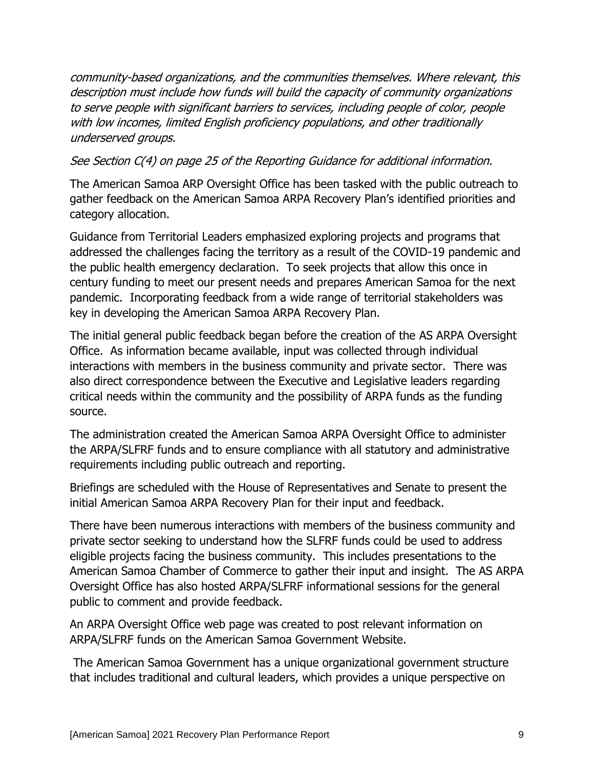*community-based organizations, and the communities themselves. Where relevant, this description must include how funds will build the capacity of community organizations to serve people with significant barriers to services, including people of color, people with low incomes, limited English proficiency populations, and other traditionally underserved groups.*

*See Section C(4) on page 25 of the Reporting Guidance for additional information.*

The American Samoa ARP Oversight Office has been tasked with the public outreach to gather feedback on the American Samoa ARPA Recovery Plan's identified priorities and category allocation.

Guidance from Territorial Leaders emphasized exploring projects and programs that addressed the challenges facing the territory as a result of the COVID-19 pandemic and the public health emergency declaration. To seek projects that allow this once in century funding to meet our present needs and prepares American Samoa for the next pandemic. Incorporating feedback from a wide range of territorial stakeholders was key in developing the American Samoa ARPA Recovery Plan.

The initial general public feedback began before the creation of the AS ARPA Oversight Office. As information became available, input was collected through individual interactions with members in the business community and private sector. There was also direct correspondence between the Executive and Legislative leaders regarding critical needs within the community and the possibility of ARPA funds as the funding source.

The administration created the American Samoa ARPA Oversight Office to administer the ARPA/SLFRF funds and to ensure compliance with all statutory and administrative requirements including public outreach and reporting.

Briefings are scheduled with the House of Representatives and Senate to present the initial American Samoa ARPA Recovery Plan for their input and feedback.

There have been numerous interactions with members of the business community and private sector seeking to understand how the SLFRF funds could be used to address eligible projects facing the business community. This includes presentations to the American Samoa Chamber of Commerce to gather their input and insight. The AS ARPA Oversight Office has also hosted ARPA/SLFRF informational sessions for the general public to comment and provide feedback.

An ARPA Oversight Office web page was created to post relevant information on ARPA/SLFRF funds on the American Samoa Government Website.

The American Samoa Government has a unique organizational government structure that includes traditional and cultural leaders, which provides a unique perspective on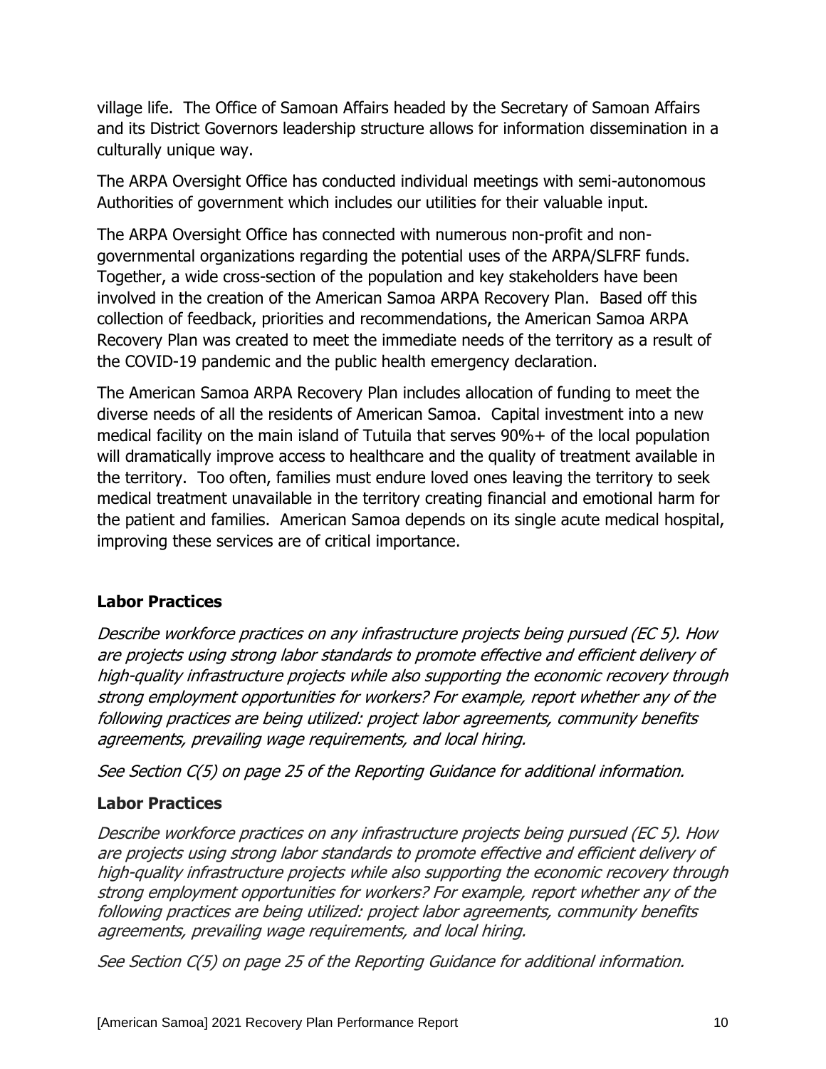village life. The Office of Samoan Affairs headed by the Secretary of Samoan Affairs and its District Governors leadership structure allows for information dissemination in a culturally unique way.

The ARPA Oversight Office has conducted individual meetings with semi-autonomous Authorities of government which includes our utilities for their valuable input.

The ARPA Oversight Office has connected with numerous non-profit and non-governmental organizations regarding the potential uses of the ARPA/SLFRF funds. Together, a wide cross-section of the population and key stakeholders have been involved in the creation of the American Samoa ARPA Recovery Plan. Based off this collection of feedback, priorities and recommendations, the American Samoa ARPA Recovery Plan was created to meet the immediate needs of the territory as a result of the COVID-19 pandemic and the public health emergency declaration.

The American Samoa ARPA Recovery Plan includes allocation of funding to meet the diverse needs of all the residents of American Samoa. Capital investment into a new medical facility on the main island of Tutuila that serves 90%+ of the local population will dramatically improve access to healthcare and the quality of treatment available in the territory. Too often, families must endure loved ones leaving the territory to seek medical treatment unavailable in the territory creating financial and emotional harm for the patient and families. American Samoa depends on its single acute medical hospital, improving these services are of critical importance.

## Labor Practices

*Describe workforce practices on any infrastructure projects being pursued (EC 5). How are projects using strong labor standards to promote effective and efficient delivery of high-quality infrastructure projects while also supporting the economic recovery through strong employment opportunities for workers? For example, report whether any of the following practices are being utilized: project labor agreements, community benefits agreements, prevailing wage requirements, and local hiring.*

*See Section C(5) on page 25 of the Reporting Guidance for additional information.*

## Labor Practices

*Describe workforce practices on any infrastructure projects being pursued (EC 5). How are projects using strong labor standards to promote effective and efficient delivery of high-quality infrastructure projects while also supporting the economic recovery through strong employment opportunities for workers? For example, report whether any of the following practices are being utilized: project labor agreements, community benefits agreements, prevailing wage requirements, and local hiring.*

*See Section C(5) on page 25 of the Reporting Guidance for additional information.*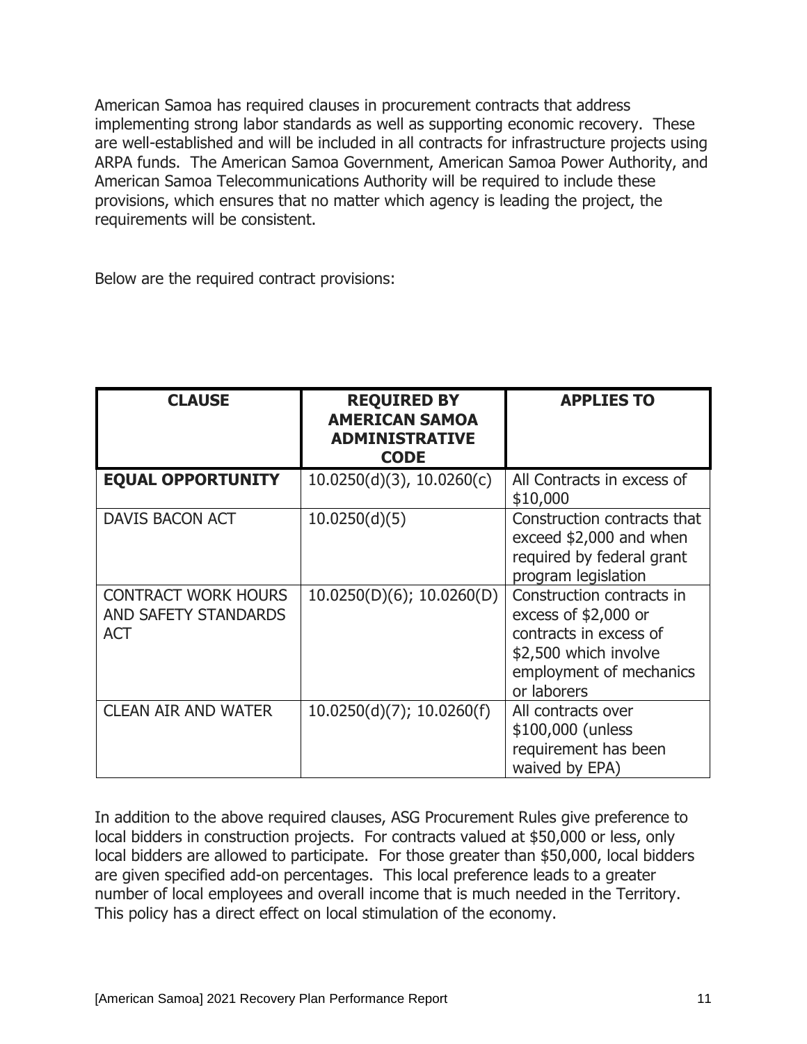American Samoa has required clauses in procurement contracts that address implementing strong labor standards as well as supporting economic recovery. These are well-established and will be included in all contracts for infrastructure projects using ARPA funds. The American Samoa Government, American Samoa Power Authority, and American Samoa Telecommunications Authority will be required to include these provisions, which ensures that no matter which agency is leading the project, the requirements will be consistent.

Below are the required contract provisions:

| CLAUSE | REQUIRED BY AMERICAN SAMOA ADMINISTRATIVE CODE | APPLIES TO |
|---|---|---|
| **EQUAL OPPORTUNITY** | 10.0250(d)(3), 10.0260(c) | All Contracts in excess of $10,000 |
| DAVIS BACON ACT | 10.0250(d)(5) | Construction contracts that exceed $2,000 and when required by federal grant program legislation |
| CONTRACT WORK HOURS AND SAFETY STANDARDS ACT | 10.0250(D)(6); 10.0260(D) | Construction contracts in excess of $2,000 or contracts in excess of $2,500 which involve employment of mechanics or laborers |
| CLEAN AIR AND WATER | 10.0250(d)(7); 10.0260(f) | All contracts over $100,000 (unless requirement has been waived by EPA) |

In addition to the above required clauses, ASG Procurement Rules give preference to local bidders in construction projects. For contracts valued at $50,000 or less, only local bidders are allowed to participate. For those greater than $50,000, local bidders are given specified add-on percentages. This local preference leads to a greater number of local employees and overall income that is much needed in the Territory. This policy has a direct effect on local stimulation of the economy.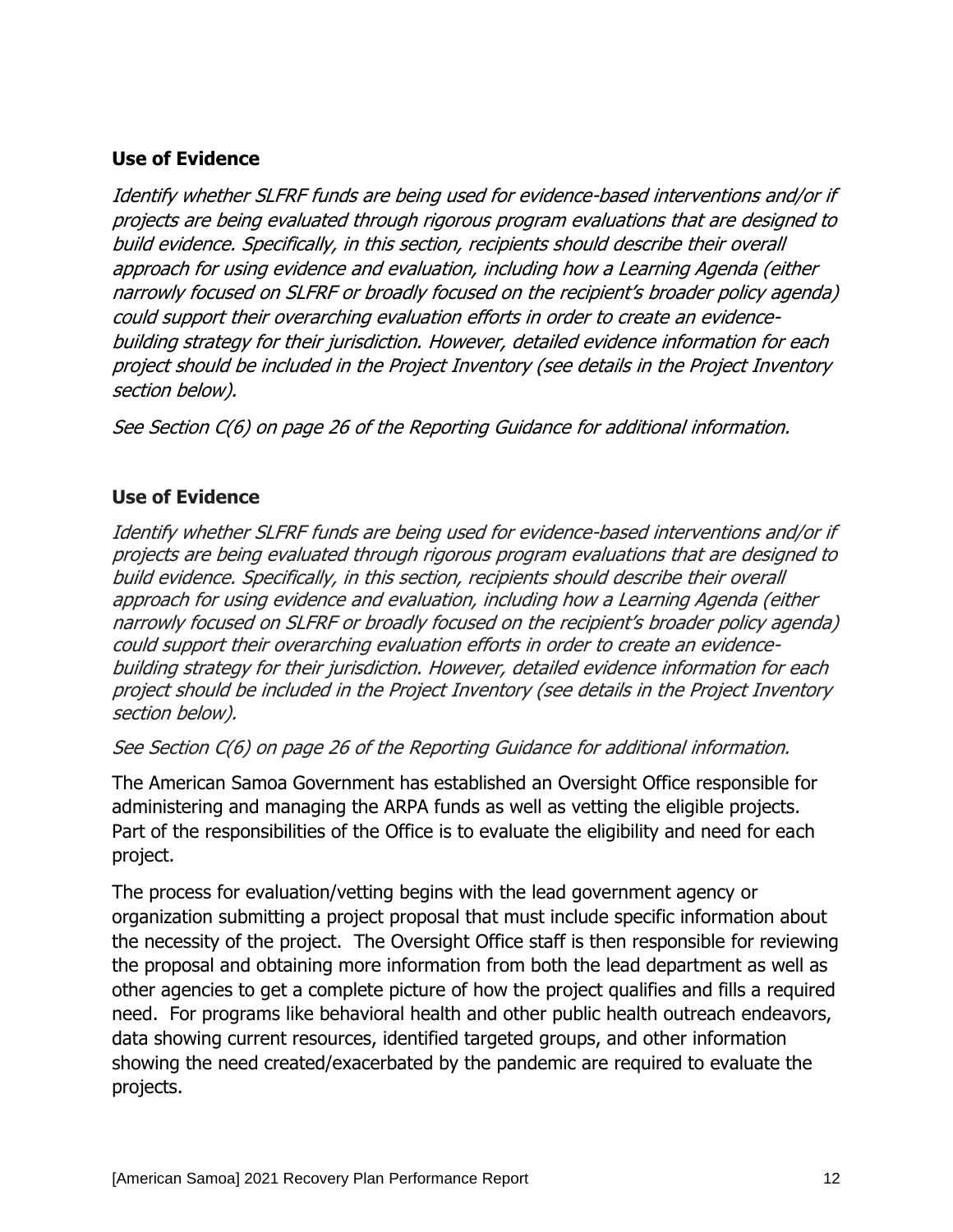## Use of Evidence

*Identify whether SLFRF funds are being used for evidence-based interventions and/or if projects are being evaluated through rigorous program evaluations that are designed to build evidence. Specifically, in this section, recipients should describe their overall approach for using evidence and evaluation, including how a Learning Agenda (either narrowly focused on SLFRF or broadly focused on the recipient's broader policy agenda) could support their overarching evaluation efforts in order to create an evidence-building strategy for their jurisdiction. However, detailed evidence information for each project should be included in the Project Inventory (see details in the Project Inventory section below).*

*See Section C(6) on page 26 of the Reporting Guidance for additional information.*

## Use of Evidence

*Identify whether SLFRF funds are being used for evidence-based interventions and/or if projects are being evaluated through rigorous program evaluations that are designed to build evidence. Specifically, in this section, recipients should describe their overall approach for using evidence and evaluation, including how a Learning Agenda (either narrowly focused on SLFRF or broadly focused on the recipient's broader policy agenda) could support their overarching evaluation efforts in order to create an evidence-building strategy for their jurisdiction. However, detailed evidence information for each project should be included in the Project Inventory (see details in the Project Inventory section below).*

*See Section C(6) on page 26 of the Reporting Guidance for additional information.*

The American Samoa Government has established an Oversight Office responsible for administering and managing the ARPA funds as well as vetting the eligible projects. Part of the responsibilities of the Office is to evaluate the eligibility and need for each project.

The process for evaluation/vetting begins with the lead government agency or organization submitting a project proposal that must include specific information about the necessity of the project. The Oversight Office staff is then responsible for reviewing the proposal and obtaining more information from both the lead department as well as other agencies to get a complete picture of how the project qualifies and fills a required need. For programs like behavioral health and other public health outreach endeavors, data showing current resources, identified targeted groups, and other information showing the need created/exacerbated by the pandemic are required to evaluate the projects.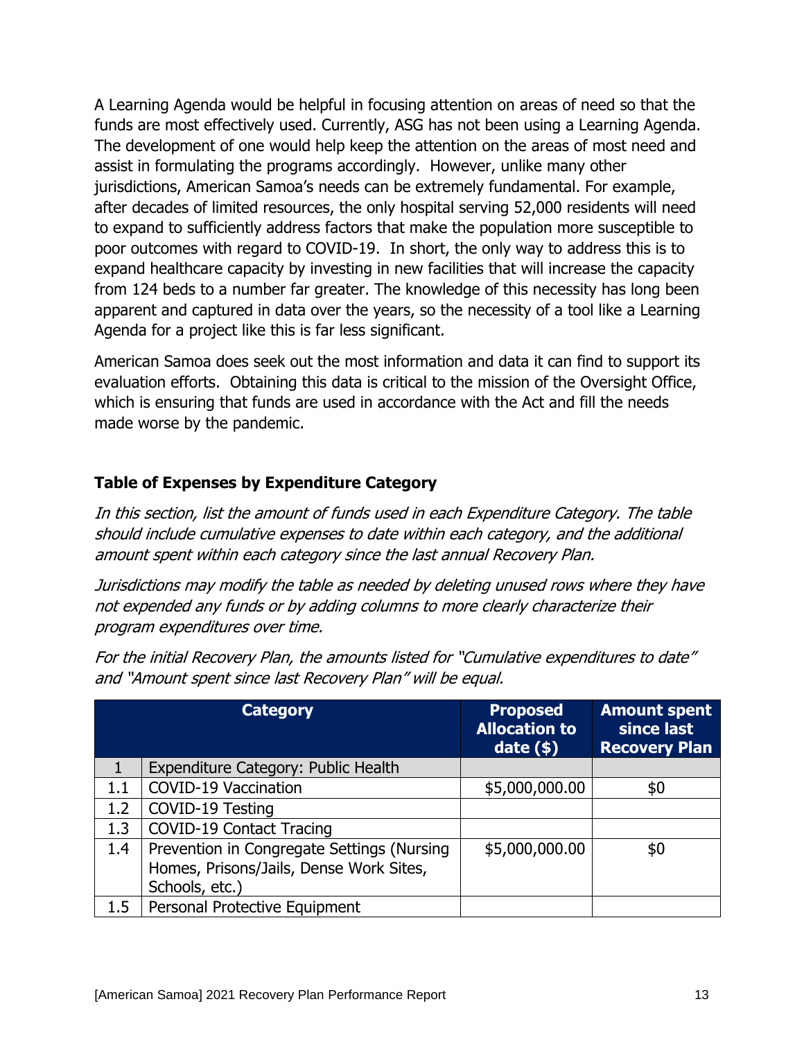A Learning Agenda would be helpful in focusing attention on areas of need so that the funds are most effectively used. Currently, ASG has not been using a Learning Agenda. The development of one would help keep the attention on the areas of most need and assist in formulating the programs accordingly. However, unlike many other jurisdictions, American Samoa's needs can be extremely fundamental. For example, after decades of limited resources, the only hospital serving 52,000 residents will need to expand to sufficiently address factors that make the population more susceptible to poor outcomes with regard to COVID-19. In short, the only way to address this is to expand healthcare capacity by investing in new facilities that will increase the capacity from 124 beds to a number far greater. The knowledge of this necessity has long been apparent and captured in data over the years, so the necessity of a tool like a Learning Agenda for a project like this is far less significant.

American Samoa does seek out the most information and data it can find to support its evaluation efforts. Obtaining this data is critical to the mission of the Oversight Office, which is ensuring that funds are used in accordance with the Act and fill the needs made worse by the pandemic.

### Table of Expenses by Expenditure Category

*In this section, list the amount of funds used in each Expenditure Category. The table should include cumulative expenses to date within each category, and the additional amount spent within each category since the last annual Recovery Plan.*

*Jurisdictions may modify the table as needed by deleting unused rows where they have not expended any funds or by adding columns to more clearly characterize their program expenditures over time.*

*For the initial Recovery Plan, the amounts listed for "Cumulative expenditures to date" and "Amount spent since last Recovery Plan" will be equal.*

| | Category | Proposed Allocation to date ($) | Amount spent since last Recovery Plan |
|---|---|---|---|
| 1 | Expenditure Category: Public Health | | |
| 1.1 | COVID-19 Vaccination | $5,000,000.00 | $0 |
| 1.2 | COVID-19 Testing | | |
| 1.3 | COVID-19 Contact Tracing | | |
| 1.4 | Prevention in Congregate Settings (Nursing Homes, Prisons/Jails, Dense Work Sites, Schools, etc.) | $5,000,000.00 | $0 |
| 1.5 | Personal Protective Equipment | | |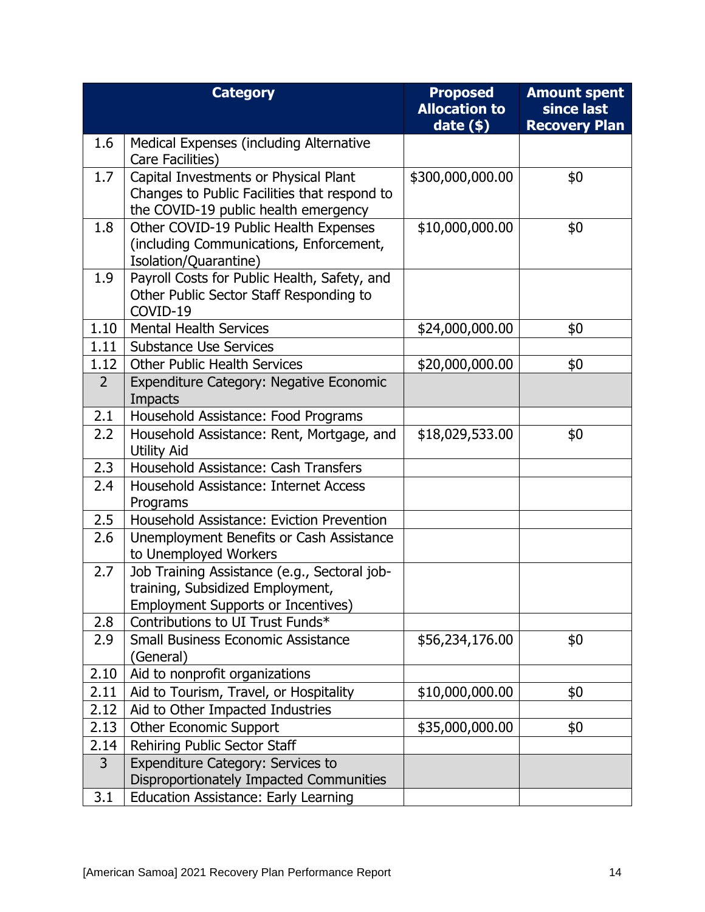| | Category | Proposed Allocation to date ($) | Amount spent since last Recovery Plan |
|---|---|---|---|
| 1.6 | Medical Expenses (including Alternative Care Facilities) | | |
| 1.7 | Capital Investments or Physical Plant Changes to Public Facilities that respond to the COVID-19 public health emergency | $300,000,000.00 | $0 |
| 1.8 | Other COVID-19 Public Health Expenses (including Communications, Enforcement, Isolation/Quarantine) | $10,000,000.00 | $0 |
| 1.9 | Payroll Costs for Public Health, Safety, and Other Public Sector Staff Responding to COVID-19 | | |
| 1.10 | Mental Health Services | $24,000,000.00 | $0 |
| 1.11 | Substance Use Services | | |
| 1.12 | Other Public Health Services | $20,000,000.00 | $0 |
| 2 | Expenditure Category: Negative Economic Impacts | | |
| 2.1 | Household Assistance: Food Programs | | |
| 2.2 | Household Assistance: Rent, Mortgage, and Utility Aid | $18,029,533.00 | $0 |
| 2.3 | Household Assistance: Cash Transfers | | |
| 2.4 | Household Assistance: Internet Access Programs | | |
| 2.5 | Household Assistance: Eviction Prevention | | |
| 2.6 | Unemployment Benefits or Cash Assistance to Unemployed Workers | | |
| 2.7 | Job Training Assistance (e.g., Sectoral job-training, Subsidized Employment, Employment Supports or Incentives) | | |
| 2.8 | Contributions to UI Trust Funds* | | |
| 2.9 | Small Business Economic Assistance (General) | $56,234,176.00 | $0 |
| 2.10 | Aid to nonprofit organizations | | |
| 2.11 | Aid to Tourism, Travel, or Hospitality | $10,000,000.00 | $0 |
| 2.12 | Aid to Other Impacted Industries | | |
| 2.13 | Other Economic Support | $35,000,000.00 | $0 |
| 2.14 | Rehiring Public Sector Staff | | |
| 3 | Expenditure Category: Services to Disproportionately Impacted Communities | | |
| 3.1 | Education Assistance: Early Learning | | |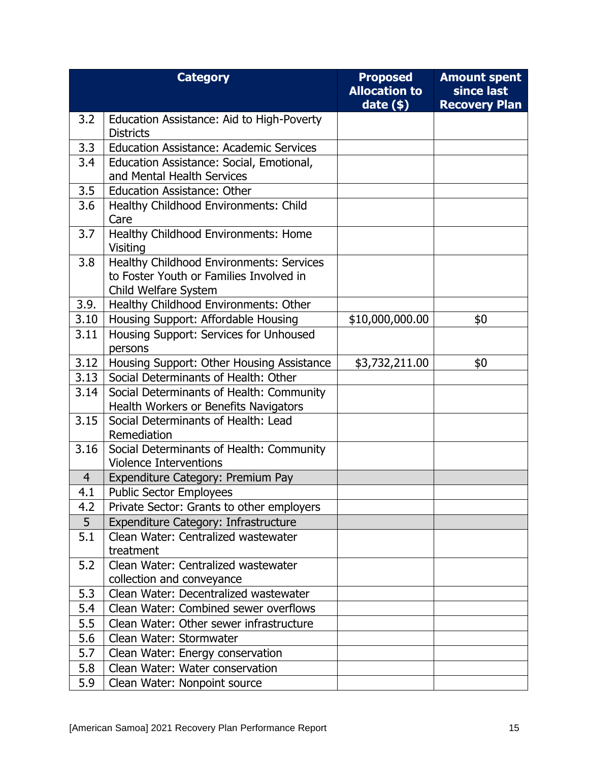| | Category | Proposed Allocation to date ($) | Amount spent since last Recovery Plan |
|---|---|---|---|
| 3.2 | Education Assistance: Aid to High-Poverty Districts | | |
| 3.3 | Education Assistance: Academic Services | | |
| 3.4 | Education Assistance: Social, Emotional, and Mental Health Services | | |
| 3.5 | Education Assistance: Other | | |
| 3.6 | Healthy Childhood Environments: Child Care | | |
| 3.7 | Healthy Childhood Environments: Home Visiting | | |
| 3.8 | Healthy Childhood Environments: Services to Foster Youth or Families Involved in Child Welfare System | | |
| 3.9. | Healthy Childhood Environments: Other | | |
| 3.10 | Housing Support: Affordable Housing | $10,000,000.00 | $0 |
| 3.11 | Housing Support: Services for Unhoused persons | | |
| 3.12 | Housing Support: Other Housing Assistance | $3,732,211.00 | $0 |
| 3.13 | Social Determinants of Health: Other | | |
| 3.14 | Social Determinants of Health: Community Health Workers or Benefits Navigators | | |
| 3.15 | Social Determinants of Health: Lead Remediation | | |
| 3.16 | Social Determinants of Health: Community Violence Interventions | | |
| 4 | Expenditure Category: Premium Pay | | |
| 4.1 | Public Sector Employees | | |
| 4.2 | Private Sector: Grants to other employers | | |
| 5 | Expenditure Category: Infrastructure | | |
| 5.1 | Clean Water: Centralized wastewater treatment | | |
| 5.2 | Clean Water: Centralized wastewater collection and conveyance | | |
| 5.3 | Clean Water: Decentralized wastewater | | |
| 5.4 | Clean Water: Combined sewer overflows | | |
| 5.5 | Clean Water: Other sewer infrastructure | | |
| 5.6 | Clean Water: Stormwater | | |
| 5.7 | Clean Water: Energy conservation | | |
| 5.8 | Clean Water: Water conservation | | |
| 5.9 | Clean Water: Nonpoint source | | |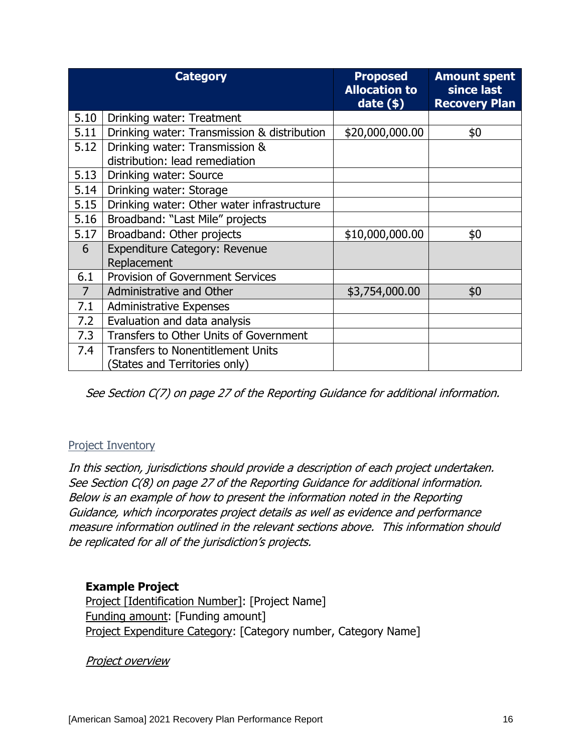| | Category | Proposed Allocation to date ($) | Amount spent since last Recovery Plan |
|---|---|---|---|
| 5.10 | Drinking water: Treatment | | |
| 5.11 | Drinking water: Transmission & distribution | $20,000,000.00 | $0 |
| 5.12 | Drinking water: Transmission & distribution: lead remediation | | |
| 5.13 | Drinking water: Source | | |
| 5.14 | Drinking water: Storage | | |
| 5.15 | Drinking water: Other water infrastructure | | |
| 5.16 | Broadband: "Last Mile" projects | | |
| 5.17 | Broadband: Other projects | $10,000,000.00 | $0 |
| 6 | Expenditure Category: Revenue Replacement | | |
| 6.1 | Provision of Government Services | | |
| 7 | Administrative and Other | $3,754,000.00 | $0 |
| 7.1 | Administrative Expenses | | |
| 7.2 | Evaluation and data analysis | | |
| 7.3 | Transfers to Other Units of Government | | |
| 7.4 | Transfers to Nonentitlement Units (States and Territories only) | | |

*See Section C(7) on page 27 of the Reporting Guidance for additional information.*

## Project Inventory

*In this section, jurisdictions should provide a description of each project undertaken. See Section C(8) on page 27 of the Reporting Guidance for additional information. Below is an example of how to present the information noted in the Reporting Guidance, which incorporates project details as well as evidence and performance measure information outlined in the relevant sections above. This information should be replicated for all of the jurisdiction's projects.*

**Example Project**

Project [Identification Number]: [Project Name]
Funding amount: [Funding amount]
Project Expenditure Category: [Category number, Category Name]

*Project overview*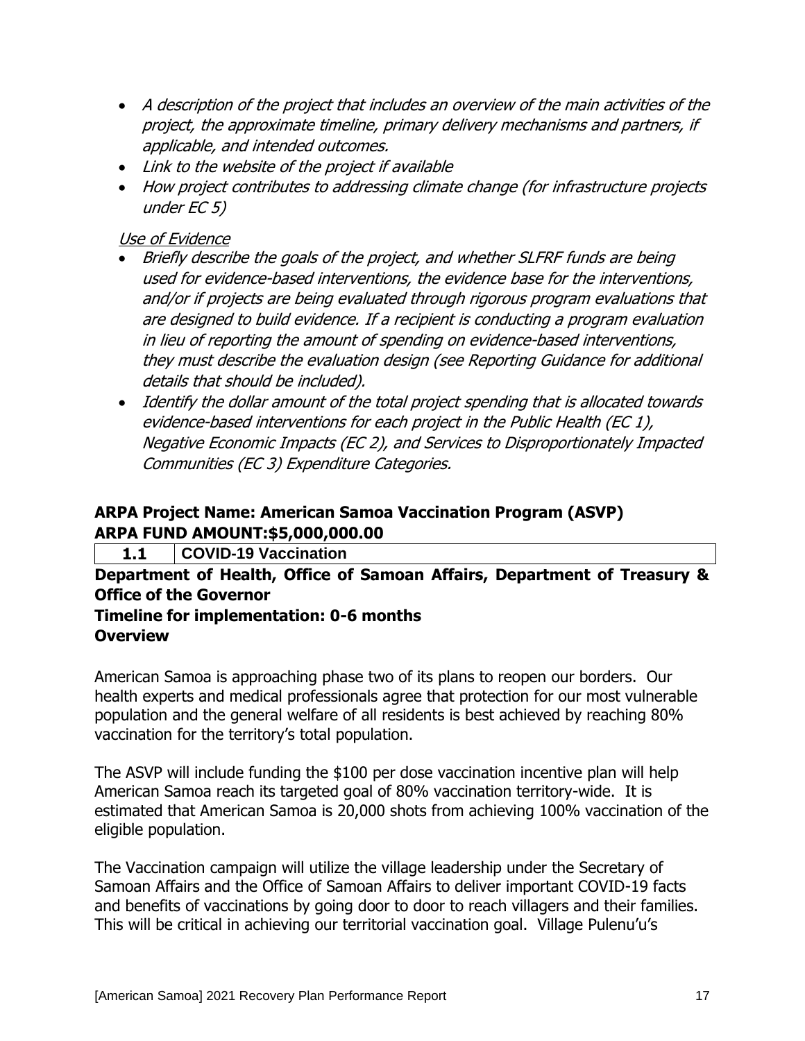- *A description of the project that includes an overview of the main activities of the project, the approximate timeline, primary delivery mechanisms and partners, if applicable, and intended outcomes.*
- *Link to the website of the project if available*
- *How project contributes to addressing climate change (for infrastructure projects under EC 5)*

*Use of Evidence*

- *Briefly describe the goals of the project, and whether SLFRF funds are being used for evidence-based interventions, the evidence base for the interventions, and/or if projects are being evaluated through rigorous program evaluations that are designed to build evidence. If a recipient is conducting a program evaluation in lieu of reporting the amount of spending on evidence-based interventions, they must describe the evaluation design (see Reporting Guidance for additional details that should be included).*
- *Identify the dollar amount of the total project spending that is allocated towards evidence-based interventions for each project in the Public Health (EC 1), Negative Economic Impacts (EC 2), and Services to Disproportionately Impacted Communities (EC 3) Expenditure Categories.*

## ARPA Project Name: American Samoa Vaccination Program (ASVP)
## ARPA FUND AMOUNT:$5,000,000.00

| 1.1 | COVID-19 Vaccination |
|---|---|

**Department of Health, Office of Samoan Affairs, Department of Treasury & Office of the Governor**

**Timeline for implementation: 0-6 months**

**Overview**

American Samoa is approaching phase two of its plans to reopen our borders. Our health experts and medical professionals agree that protection for our most vulnerable population and the general welfare of all residents is best achieved by reaching 80% vaccination for the territory's total population.

The ASVP will include funding the $100 per dose vaccination incentive plan will help American Samoa reach its targeted goal of 80% vaccination territory-wide. It is estimated that American Samoa is 20,000 shots from achieving 100% vaccination of the eligible population.

The Vaccination campaign will utilize the village leadership under the Secretary of Samoan Affairs and the Office of Samoan Affairs to deliver important COVID-19 facts and benefits of vaccinations by going door to door to reach villagers and their families. This will be critical in achieving our territorial vaccination goal. Village Pulenu'u's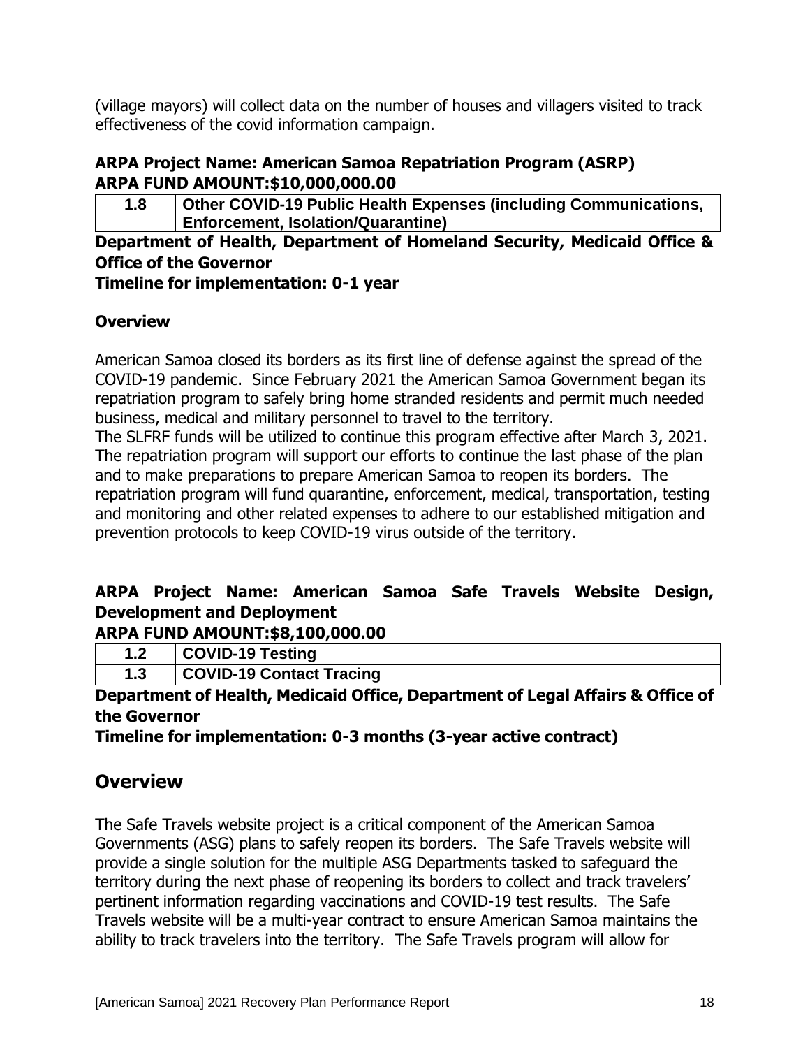(village mayors) will collect data on the number of houses and villagers visited to track effectiveness of the covid information campaign.

**ARPA Project Name: American Samoa Repatriation Program (ASRP)**
**ARPA FUND AMOUNT:$10,000,000.00**

| 1.8 | Other COVID-19 Public Health Expenses (including Communications, Enforcement, Isolation/Quarantine) |
|---|---|

**Department of Health, Department of Homeland Security, Medicaid Office & Office of the Governor**
**Timeline for implementation: 0-1 year**

**Overview**

American Samoa closed its borders as its first line of defense against the spread of the COVID-19 pandemic. Since February 2021 the American Samoa Government began its repatriation program to safely bring home stranded residents and permit much needed business, medical and military personnel to travel to the territory.
The SLFRF funds will be utilized to continue this program effective after March 3, 2021. The repatriation program will support our efforts to continue the last phase of the plan and to make preparations to prepare American Samoa to reopen its borders. The repatriation program will fund quarantine, enforcement, medical, transportation, testing and monitoring and other related expenses to adhere to our established mitigation and prevention protocols to keep COVID-19 virus outside of the territory.

**ARPA Project Name: American Samoa Safe Travels Website Design, Development and Deployment**
**ARPA FUND AMOUNT:$8,100,000.00**

| 1.2 | COVID-19 Testing |
|---|---|
| 1.3 | COVID-19 Contact Tracing |

**Department of Health, Medicaid Office, Department of Legal Affairs & Office of the Governor**
**Timeline for implementation: 0-3 months (3-year active contract)**

## Overview

The Safe Travels website project is a critical component of the American Samoa Governments (ASG) plans to safely reopen its borders. The Safe Travels website will provide a single solution for the multiple ASG Departments tasked to safeguard the territory during the next phase of reopening its borders to collect and track travelers' pertinent information regarding vaccinations and COVID-19 test results. The Safe Travels website will be a multi-year contract to ensure American Samoa maintains the ability to track travelers into the territory. The Safe Travels program will allow for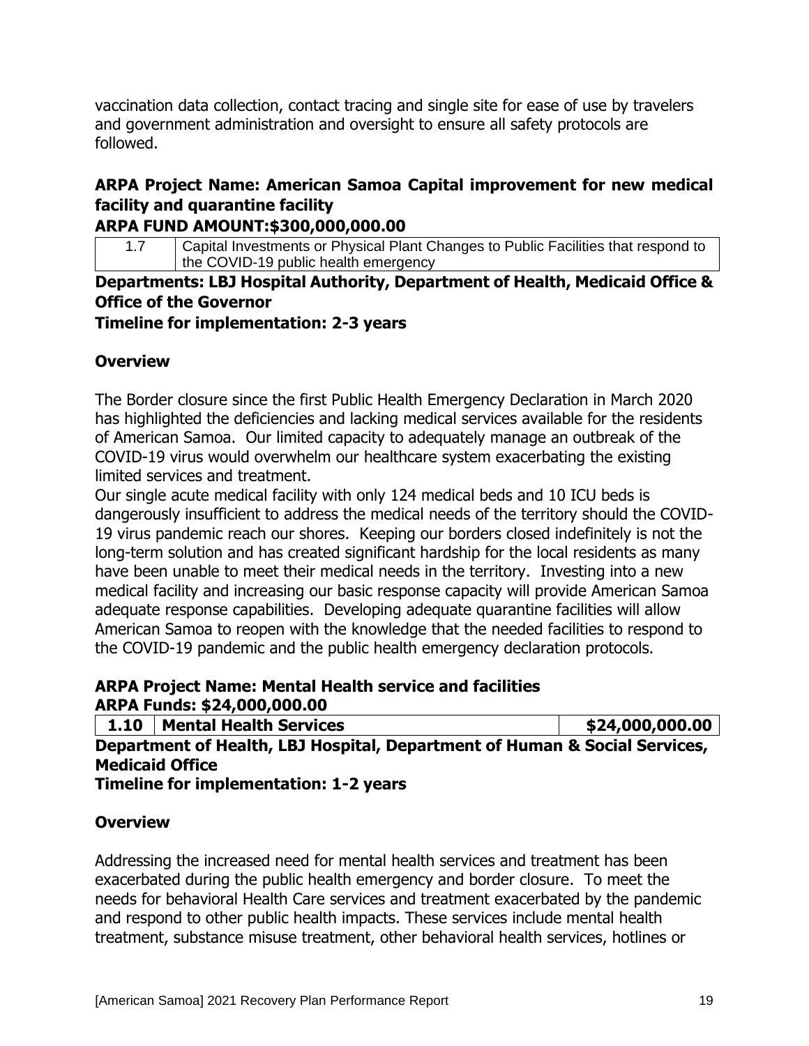vaccination data collection, contact tracing and single site for ease of use by travelers and government administration and oversight to ensure all safety protocols are followed.

**ARPA Project Name: American Samoa Capital improvement for new medical facility and quarantine facility**
**ARPA FUND AMOUNT:$300,000,000.00**

| 1.7 | Capital Investments or Physical Plant Changes to Public Facilities that respond to the COVID-19 public health emergency |
|---|---|

**Departments: LBJ Hospital Authority, Department of Health, Medicaid Office & Office of the Governor**
**Timeline for implementation: 2-3 years**

**Overview**

The Border closure since the first Public Health Emergency Declaration in March 2020 has highlighted the deficiencies and lacking medical services available for the residents of American Samoa. Our limited capacity to adequately manage an outbreak of the COVID-19 virus would overwhelm our healthcare system exacerbating the existing limited services and treatment.
Our single acute medical facility with only 124 medical beds and 10 ICU beds is dangerously insufficient to address the medical needs of the territory should the COVID-19 virus pandemic reach our shores. Keeping our borders closed indefinitely is not the long-term solution and has created significant hardship for the local residents as many have been unable to meet their medical needs in the territory. Investing into a new medical facility and increasing our basic response capacity will provide American Samoa adequate response capabilities. Developing adequate quarantine facilities will allow American Samoa to reopen with the knowledge that the needed facilities to respond to the COVID-19 pandemic and the public health emergency declaration protocols.

**ARPA Project Name: Mental Health service and facilities**
**ARPA Funds: $24,000,000.00**

| **1.10** | **Mental Health Services** | **$24,000,000.00** |
|---|---|---|

**Department of Health, LBJ Hospital, Department of Human & Social Services, Medicaid Office**
**Timeline for implementation: 1-2 years**

**Overview**

Addressing the increased need for mental health services and treatment has been exacerbated during the public health emergency and border closure. To meet the needs for behavioral Health Care services and treatment exacerbated by the pandemic and respond to other public health impacts. These services include mental health treatment, substance misuse treatment, other behavioral health services, hotlines or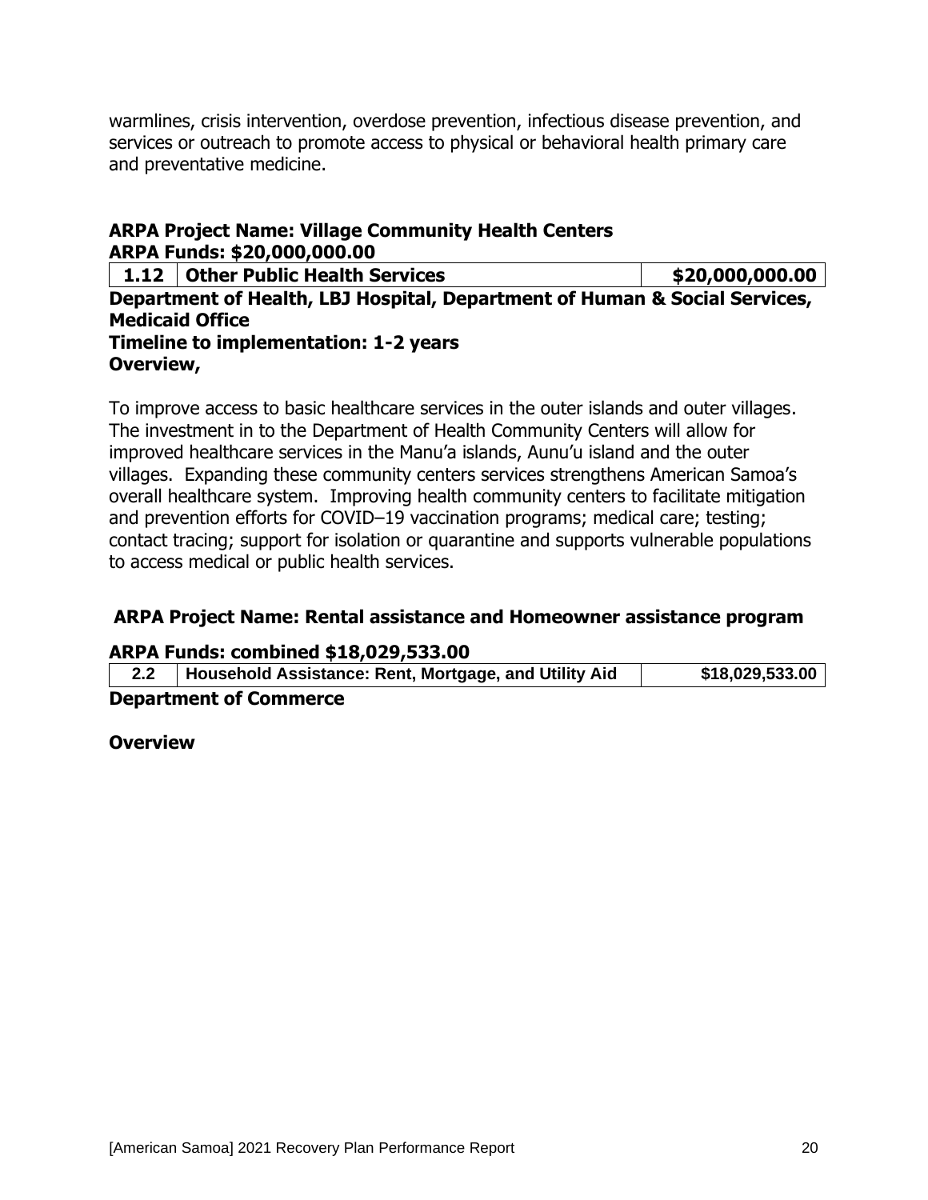warmlines, crisis intervention, overdose prevention, infectious disease prevention, and services or outreach to promote access to physical or behavioral health primary care and preventative medicine.

**ARPA Project Name: Village Community Health Centers**
**ARPA Funds: $20,000,000.00**

| 1.12 | Other Public Health Services | $20,000,000.00 |
|---|---|---|

**Department of Health, LBJ Hospital, Department of Human & Social Services, Medicaid Office**
**Timeline to implementation: 1-2 years**
**Overview,**

To improve access to basic healthcare services in the outer islands and outer villages. The investment in to the Department of Health Community Centers will allow for improved healthcare services in the Manu'a islands, Aunu'u island and the outer villages. Expanding these community centers services strengthens American Samoa's overall healthcare system. Improving health community centers to facilitate mitigation and prevention efforts for COVID–19 vaccination programs; medical care; testing; contact tracing; support for isolation or quarantine and supports vulnerable populations to access medical or public health services.

**ARPA Project Name: Rental assistance and Homeowner assistance program**

**ARPA Funds: combined $18,029,533.00**

| 2.2 | Household Assistance: Rent, Mortgage, and Utility Aid | $18,029,533.00 |
|---|---|---|

**Department of Commerce**

**Overview**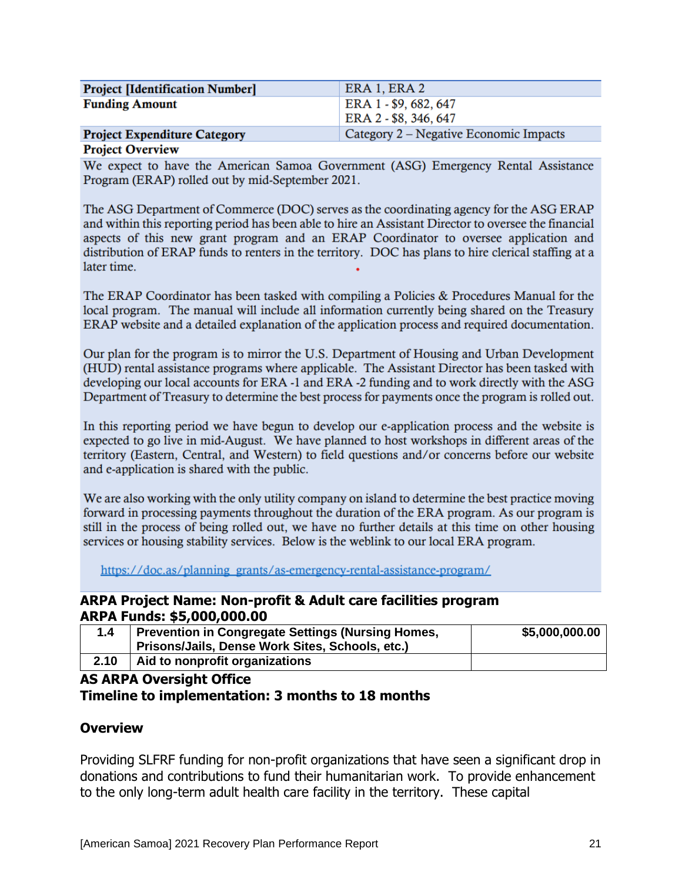| Project [Identification Number] | ERA 1, ERA 2 |
|---|---|
| Funding Amount | ERA 1 - $9, 682, 647<br>ERA 2 - $8, 346, 647 |
| Project Expenditure Category | Category 2 – Negative Economic Impacts |

**Project Overview**

We expect to have the American Samoa Government (ASG) Emergency Rental Assistance Program (ERAP) rolled out by mid-September 2021.

The ASG Department of Commerce (DOC) serves as the coordinating agency for the ASG ERAP and within this reporting period has been able to hire an Assistant Director to oversee the financial aspects of this new grant program and an ERAP Coordinator to oversee application and distribution of ERAP funds to renters in the territory. DOC has plans to hire clerical staffing at a later time.

The ERAP Coordinator has been tasked with compiling a Policies & Procedures Manual for the local program. The manual will include all information currently being shared on the Treasury ERAP website and a detailed explanation of the application process and required documentation.

Our plan for the program is to mirror the U.S. Department of Housing and Urban Development (HUD) rental assistance programs where applicable. The Assistant Director has been tasked with developing our local accounts for ERA -1 and ERA -2 funding and to work directly with the ASG Department of Treasury to determine the best process for payments once the program is rolled out.

In this reporting period we have begun to develop our e-application process and the website is expected to go live in mid-August. We have planned to host workshops in different areas of the territory (Eastern, Central, and Western) to field questions and/or concerns before our website and e-application is shared with the public.

We are also working with the only utility company on island to determine the best practice moving forward in processing payments throughout the duration of the ERA program. As our program is still in the process of being rolled out, we have no further details at this time on other housing services or housing stability services. Below is the weblink to our local ERA program.

https://doc.as/planning_grants/as-emergency-rental-assistance-program/

**ARPA Project Name: Non-profit & Adult care facilities program**
**ARPA Funds: $5,000,000.00**

| 1.4 | Prevention in Congregate Settings (Nursing Homes, Prisons/Jails, Dense Work Sites, Schools, etc.) | $5,000,000.00 |
|---|---|---|
| 2.10 | Aid to nonprofit organizations | |

**AS ARPA Oversight Office**
**Timeline to implementation: 3 months to 18 months**

**Overview**

Providing SLFRF funding for non-profit organizations that have seen a significant drop in donations and contributions to fund their humanitarian work. To provide enhancement to the only long-term adult health care facility in the territory. These capital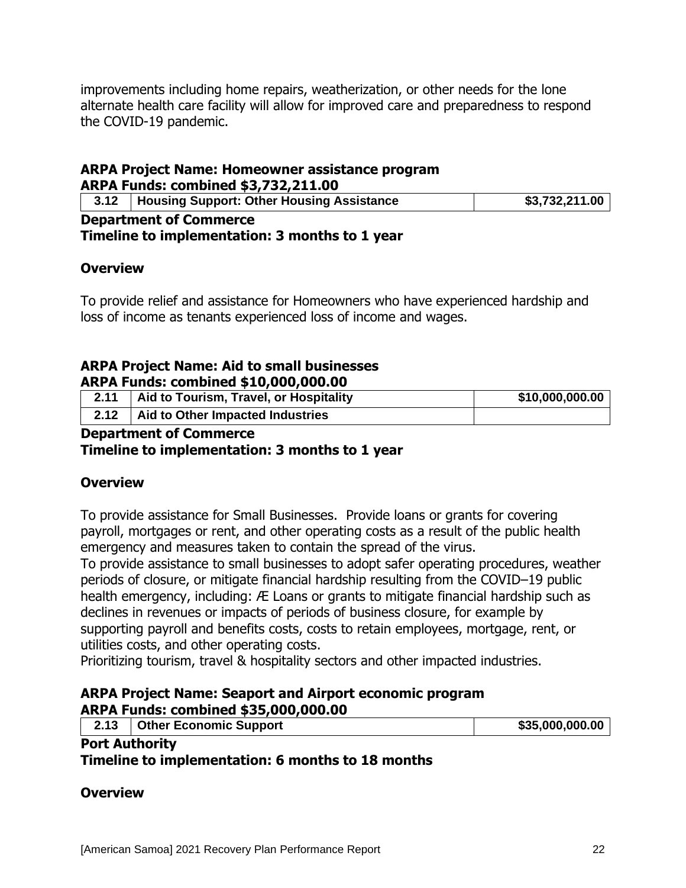improvements including home repairs, weatherization, or other needs for the lone alternate health care facility will allow for improved care and preparedness to respond the COVID-19 pandemic.

**ARPA Project Name: Homeowner assistance program**
**ARPA Funds: combined $3,732,211.00**

| 3.12 | Housing Support: Other Housing Assistance | $3,732,211.00 |
|---|---|---|

**Department of Commerce**
**Timeline to implementation: 3 months to 1 year**

**Overview**

To provide relief and assistance for Homeowners who have experienced hardship and loss of income as tenants experienced loss of income and wages.

**ARPA Project Name: Aid to small businesses**
**ARPA Funds: combined $10,000,000.00**

| 2.11 | Aid to Tourism, Travel, or Hospitality | $10,000,000.00 |
|---|---|---|
| 2.12 | Aid to Other Impacted Industries | |

**Department of Commerce**
**Timeline to implementation: 3 months to 1 year**

**Overview**

To provide assistance for Small Businesses. Provide loans or grants for covering payroll, mortgages or rent, and other operating costs as a result of the public health emergency and measures taken to contain the spread of the virus.
To provide assistance to small businesses to adopt safer operating procedures, weather periods of closure, or mitigate financial hardship resulting from the COVID–19 public health emergency, including: Æ Loans or grants to mitigate financial hardship such as declines in revenues or impacts of periods of business closure, for example by supporting payroll and benefits costs, costs to retain employees, mortgage, rent, or utilities costs, and other operating costs.
Prioritizing tourism, travel & hospitality sectors and other impacted industries.

**ARPA Project Name: Seaport and Airport economic program**
**ARPA Funds: combined $35,000,000.00**

| 2.13 | Other Economic Support | $35,000,000.00 |
|---|---|---|

**Port Authority**
**Timeline to implementation: 6 months to 18 months**

**Overview**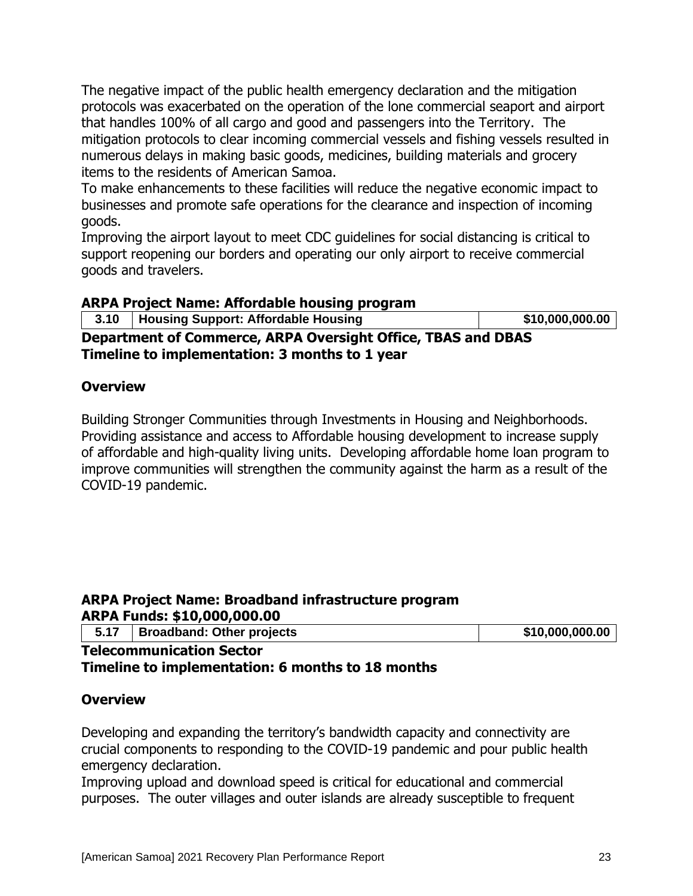The negative impact of the public health emergency declaration and the mitigation protocols was exacerbated on the operation of the lone commercial seaport and airport that handles 100% of all cargo and good and passengers into the Territory. The mitigation protocols to clear incoming commercial vessels and fishing vessels resulted in numerous delays in making basic goods, medicines, building materials and grocery items to the residents of American Samoa.
To make enhancements to these facilities will reduce the negative economic impact to businesses and promote safe operations for the clearance and inspection of incoming goods.
Improving the airport layout to meet CDC guidelines for social distancing is critical to support reopening our borders and operating our only airport to receive commercial goods and travelers.

**ARPA Project Name: Affordable housing program**

| 3.10 | Housing Support: Affordable Housing | $10,000,000.00 |
|---|---|---|

**Department of Commerce, ARPA Oversight Office, TBAS and DBAS**
**Timeline to implementation: 3 months to 1 year**

**Overview**

Building Stronger Communities through Investments in Housing and Neighborhoods. Providing assistance and access to Affordable housing development to increase supply of affordable and high-quality living units. Developing affordable home loan program to improve communities will strengthen the community against the harm as a result of the COVID-19 pandemic.

**ARPA Project Name: Broadband infrastructure program**
**ARPA Funds: $10,000,000.00**

| 5.17 | Broadband: Other projects | $10,000,000.00 |
|---|---|---|

**Telecommunication Sector**
**Timeline to implementation: 6 months to 18 months**

**Overview**

Developing and expanding the territory's bandwidth capacity and connectivity are crucial components to responding to the COVID-19 pandemic and pour public health emergency declaration.
Improving upload and download speed is critical for educational and commercial purposes. The outer villages and outer islands are already susceptible to frequent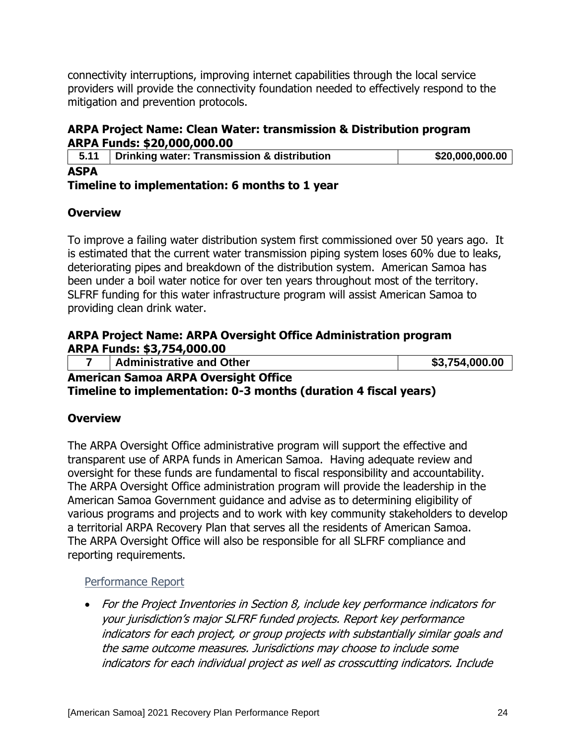connectivity interruptions, improving internet capabilities through the local service providers will provide the connectivity foundation needed to effectively respond to the mitigation and prevention protocols.

### ARPA Project Name: Clean Water: transmission & Distribution program
### ARPA Funds: $20,000,000.00

| 5.11 | Drinking water: Transmission & distribution | $20,000,000.00 |
|---|---|---|

**ASPA**
**Timeline to implementation: 6 months to 1 year**

### Overview

To improve a failing water distribution system first commissioned over 50 years ago. It is estimated that the current water transmission piping system loses 60% due to leaks, deteriorating pipes and breakdown of the distribution system. American Samoa has been under a boil water notice for over ten years throughout most of the territory. SLFRF funding for this water infrastructure program will assist American Samoa to providing clean drink water.

### ARPA Project Name: ARPA Oversight Office Administration program
### ARPA Funds: $3,754,000.00

| 7 | Administrative and Other | $3,754,000.00 |
|---|---|---|

**American Samoa ARPA Oversight Office**
**Timeline to implementation: 0-3 months (duration 4 fiscal years)**

### Overview

The ARPA Oversight Office administrative program will support the effective and transparent use of ARPA funds in American Samoa. Having adequate review and oversight for these funds are fundamental to fiscal responsibility and accountability. The ARPA Oversight Office administration program will provide the leadership in the American Samoa Government guidance and advise as to determining eligibility of various programs and projects and to work with key community stakeholders to develop a territorial ARPA Recovery Plan that serves all the residents of American Samoa. The ARPA Oversight Office will also be responsible for all SLFRF compliance and reporting requirements.

## Performance Report

- *For the Project Inventories in Section 8, include key performance indicators for your jurisdiction's major SLFRF funded projects. Report key performance indicators for each project, or group projects with substantially similar goals and the same outcome measures. Jurisdictions may choose to include some indicators for each individual project as well as crosscutting indicators. Include*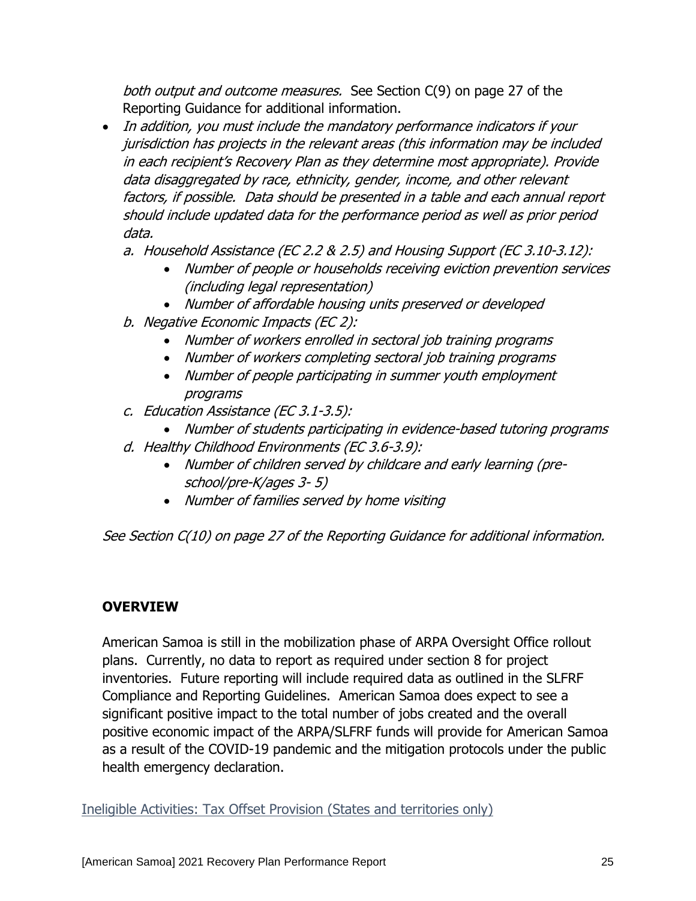*both output and outcome measures.* See Section C(9) on page 27 of the Reporting Guidance for additional information.

- *In addition, you must include the mandatory performance indicators if your jurisdiction has projects in the relevant areas (this information may be included in each recipient's Recovery Plan as they determine most appropriate). Provide data disaggregated by race, ethnicity, gender, income, and other relevant factors, if possible. Data should be presented in a table and each annual report should include updated data for the performance period as well as prior period data.*
  a. *Household Assistance (EC 2.2 & 2.5) and Housing Support (EC 3.10-3.12):*
     - *Number of people or households receiving eviction prevention services (including legal representation)*
     - *Number of affordable housing units preserved or developed*
  b. *Negative Economic Impacts (EC 2):*
     - *Number of workers enrolled in sectoral job training programs*
     - *Number of workers completing sectoral job training programs*
     - *Number of people participating in summer youth employment programs*
  c. *Education Assistance (EC 3.1-3.5):*
     - *Number of students participating in evidence-based tutoring programs*
  d. *Healthy Childhood Environments (EC 3.6-3.9):*
     - *Number of children served by childcare and early learning (pre-school/pre-K/ages 3- 5)*
     - *Number of families served by home visiting*

*See Section C(10) on page 27 of the Reporting Guidance for additional information.*

**OVERVIEW**

American Samoa is still in the mobilization phase of ARPA Oversight Office rollout plans. Currently, no data to report as required under section 8 for project inventories. Future reporting will include required data as outlined in the SLFRF Compliance and Reporting Guidelines. American Samoa does expect to see a significant positive impact to the total number of jobs created and the overall positive economic impact of the ARPA/SLFRF funds will provide for American Samoa as a result of the COVID-19 pandemic and the mitigation protocols under the public health emergency declaration.

## Ineligible Activities: Tax Offset Provision (States and territories only)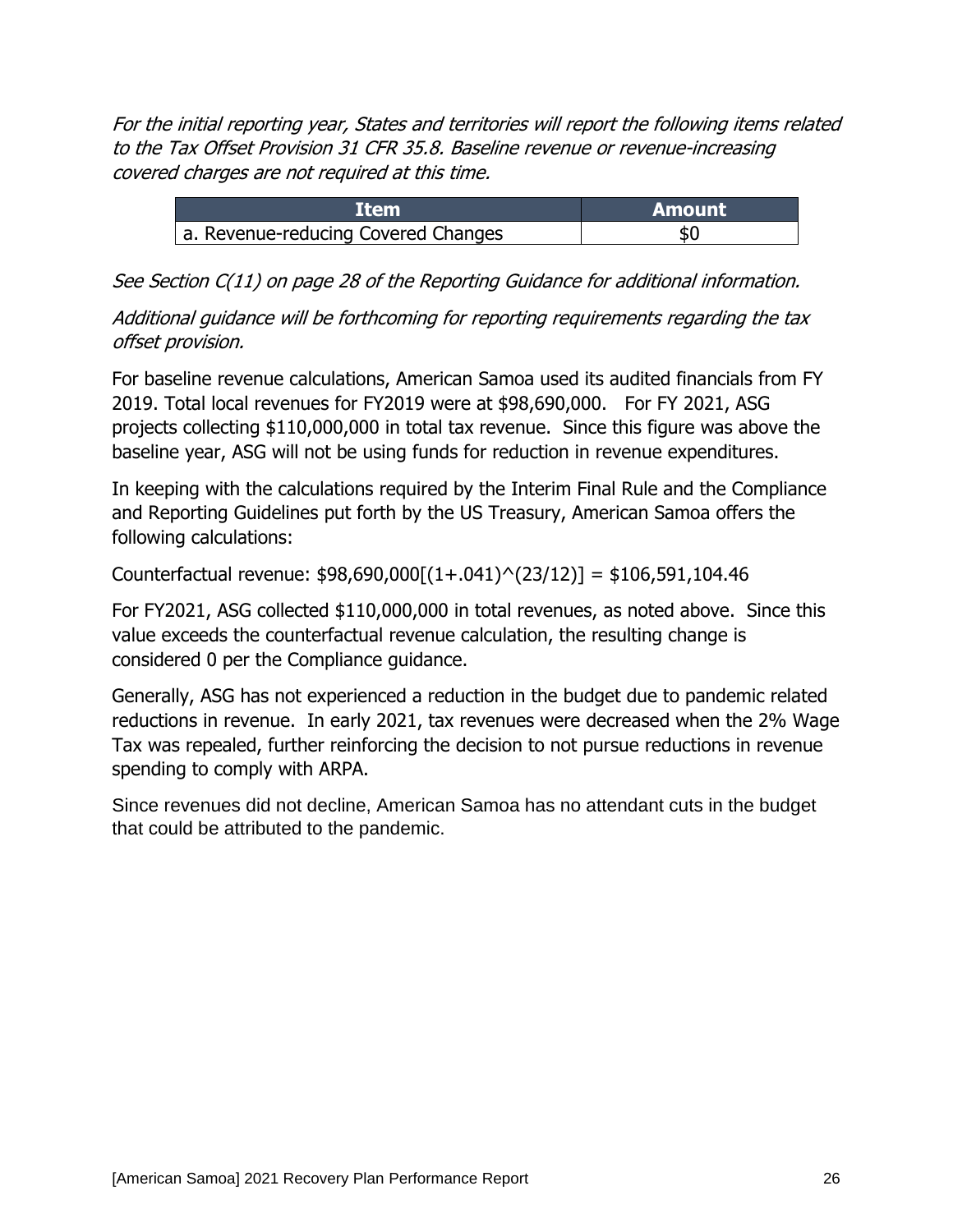*For the initial reporting year, States and territories will report the following items related to the Tax Offset Provision 31 CFR 35.8. Baseline revenue or revenue-increasing covered charges are not required at this time.*

| Item | Amount |
|---|---|
| a. Revenue-reducing Covered Changes | $0 |

*See Section C(11) on page 28 of the Reporting Guidance for additional information.*

*Additional guidance will be forthcoming for reporting requirements regarding the tax offset provision.*

For baseline revenue calculations, American Samoa used its audited financials from FY 2019. Total local revenues for FY2019 were at $98,690,000. For FY 2021, ASG projects collecting $110,000,000 in total tax revenue. Since this figure was above the baseline year, ASG will not be using funds for reduction in revenue expenditures.

In keeping with the calculations required by the Interim Final Rule and the Compliance and Reporting Guidelines put forth by the US Treasury, American Samoa offers the following calculations:

Counterfactual revenue: $98,690,000[(1+.041)^(23/12)] = $106,591,104.46

For FY2021, ASG collected $110,000,000 in total revenues, as noted above. Since this value exceeds the counterfactual revenue calculation, the resulting change is considered 0 per the Compliance guidance.

Generally, ASG has not experienced a reduction in the budget due to pandemic related reductions in revenue. In early 2021, tax revenues were decreased when the 2% Wage Tax was repealed, further reinforcing the decision to not pursue reductions in revenue spending to comply with ARPA.

Since revenues did not decline, American Samoa has no attendant cuts in the budget that could be attributed to the pandemic.